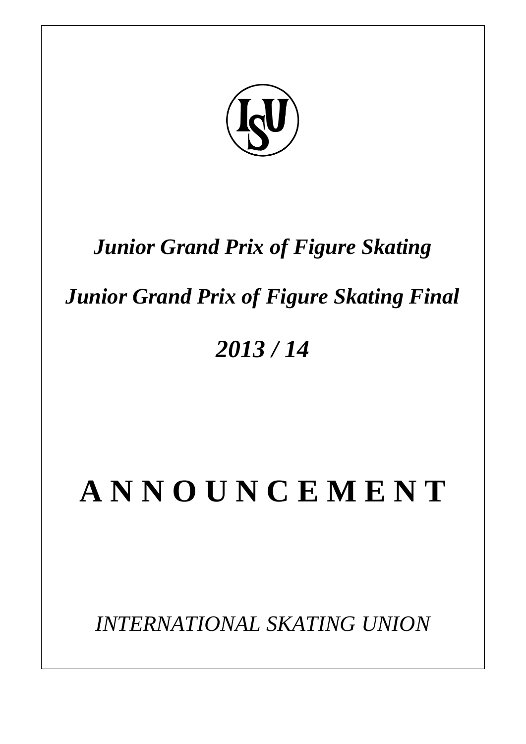*Junior Grand Prix of Figure Skating*

*Junior Grand Prix of Figure Skating Final*

*2013 / 14*

# A N N O U N C E M E N T

*INTERNATIONAL SKATING UNION*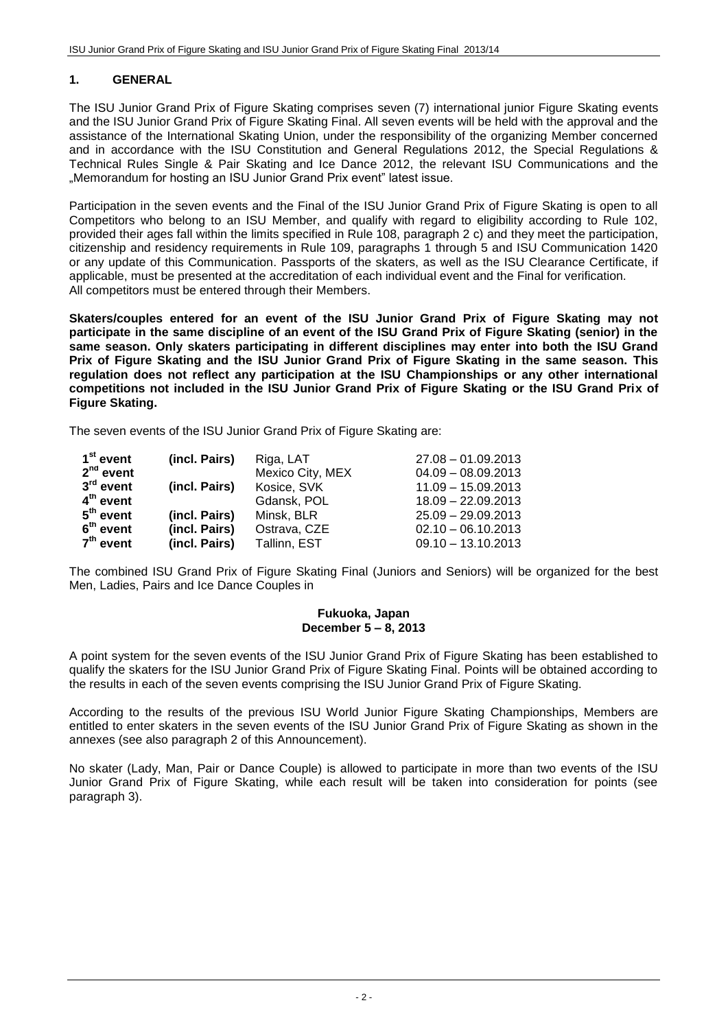## 1. GENERAL

The ISU Junior Grand Prix of Figure Skating comprises seven (7) international junior Figure Skating events and the ISU Junior Grand Prix of Figure Skating Final. All seven events will be held with the approval and the assistance of the International Skating Union, under the responsibility of the organizing Member concerned and in accordance with the ISU Constitution and General Regulations 2012, the Special Regulations & Technical Rules Single & Pair Skating and Ice Dance 2012, the relevant ISU Communications and the „Memorandum for hosting an ISU Junior Grand Prix event" latest issue.

Participation in the seven events and the Final of the ISU Junior Grand Prix of Figure Skating is open to all Competitors who belong to an ISU Member, and qualify with regard to eligibility according to Rule 102, provided their ages fall within the limits specified in Rule 108, paragraph 2 c) and they meet the participation, citizenship and residency requirements in Rule 109, paragraphs 1 through 5 and ISU Communication 1420 or any update of this Communication. Passports of the skaters, as well as the ISU Clearance Certificate, if applicable, must be presented at the accreditation of each individual event and the Final for verification. All competitors must be entered through their Members.

**Skaters/couples entered for an event of the ISU Junior Grand Prix of Figure Skating may not participate in the same discipline of an event of the ISU Grand Prix of Figure Skating (senior) in the same season. Only skaters participating in different disciplines may enter into both the ISU Grand Prix of Figure Skating and the ISU Junior Grand Prix of Figure Skating in the same season. This regulation does not reflect any participation at the ISU Championships or any other international competitions not included in the ISU Junior Grand Prix of Figure Skating or the ISU Grand Prix of Figure Skating.**

The seven events of the ISU Junior Grand Prix of Figure Skating are:

| | | | |
|---|---|---|---|
| **1st event** | **(incl. Pairs)** | Riga, LAT | 27.08 – 01.09.2013 |
| **2nd event** | | Mexico City, MEX | 04.09 – 08.09.2013 |
| **3rd event** | **(incl. Pairs)** | Kosice, SVK | 11.09 – 15.09.2013 |
| **4th event** | | Gdansk, POL | 18.09 – 22.09.2013 |
| **5th event** | **(incl. Pairs)** | Minsk, BLR | 25.09 – 29.09.2013 |
| **6th event** | **(incl. Pairs)** | Ostrava, CZE | 02.10 – 06.10.2013 |
| **7th event** | **(incl. Pairs)** | Tallinn, EST | 09.10 – 13.10.2013 |

The combined ISU Grand Prix of Figure Skating Final (Juniors and Seniors) will be organized for the best Men, Ladies, Pairs and Ice Dance Couples in

**Fukuoka, Japan**
**December 5 – 8, 2013**

A point system for the seven events of the ISU Junior Grand Prix of Figure Skating has been established to qualify the skaters for the ISU Junior Grand Prix of Figure Skating Final. Points will be obtained according to the results in each of the seven events comprising the ISU Junior Grand Prix of Figure Skating.

According to the results of the previous ISU World Junior Figure Skating Championships, Members are entitled to enter skaters in the seven events of the ISU Junior Grand Prix of Figure Skating as shown in the annexes (see also paragraph 2 of this Announcement).

No skater (Lady, Man, Pair or Dance Couple) is allowed to participate in more than two events of the ISU Junior Grand Prix of Figure Skating, while each result will be taken into consideration for points (see paragraph 3).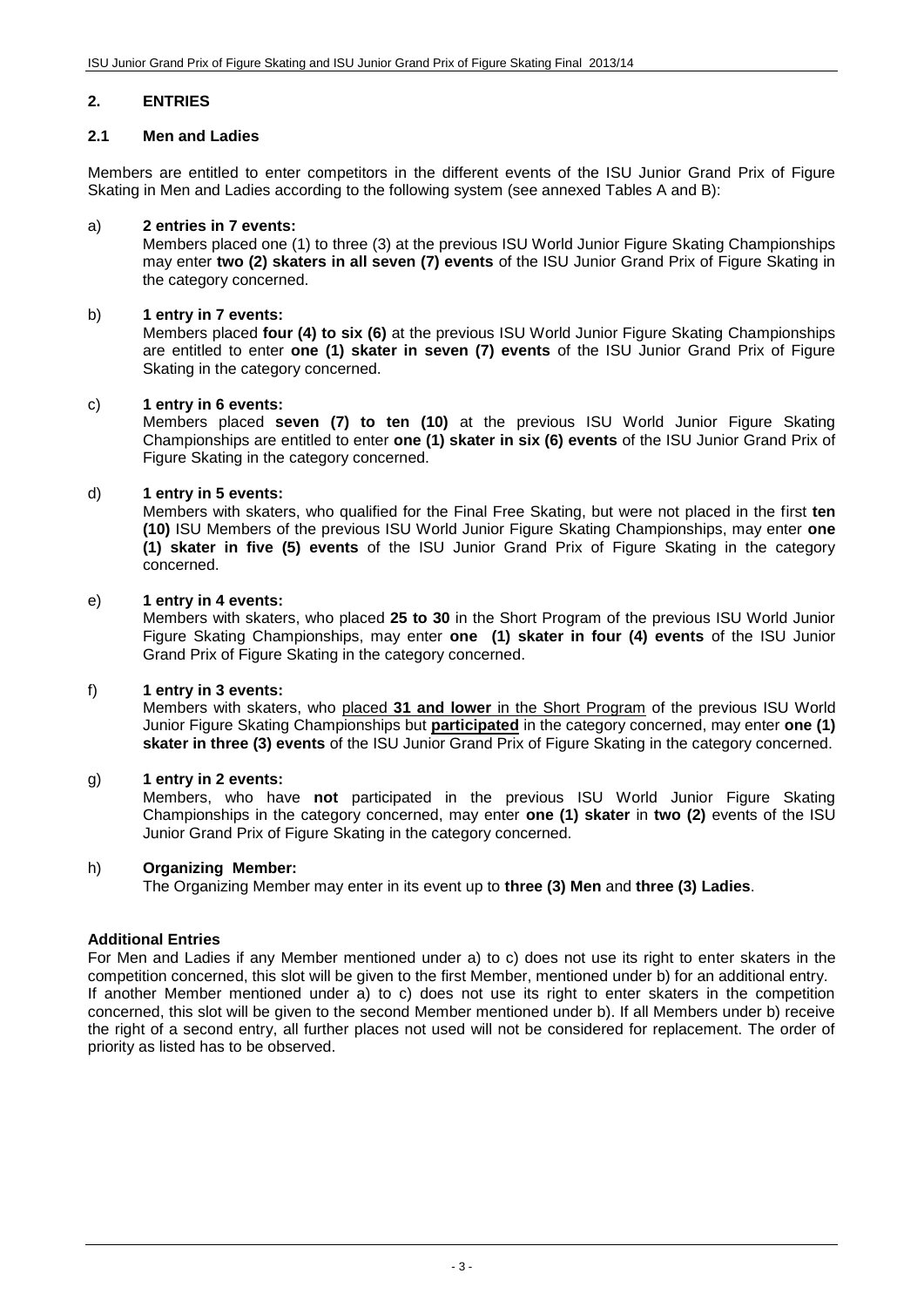## 2. ENTRIES

### 2.1 Men and Ladies

Members are entitled to enter competitors in the different events of the ISU Junior Grand Prix of Figure Skating in Men and Ladies according to the following system (see annexed Tables A and B):

a) **2 entries in 7 events:**
Members placed one (1) to three (3) at the previous ISU World Junior Figure Skating Championships may enter **two (2) skaters in all seven (7) events** of the ISU Junior Grand Prix of Figure Skating in the category concerned.

b) **1 entry in 7 events:**
Members placed **four (4) to six (6)** at the previous ISU World Junior Figure Skating Championships are entitled to enter **one (1) skater in seven (7) events** of the ISU Junior Grand Prix of Figure Skating in the category concerned.

c) **1 entry in 6 events:**
Members placed **seven (7) to ten (10)** at the previous ISU World Junior Figure Skating Championships are entitled to enter **one (1) skater in six (6) events** of the ISU Junior Grand Prix of Figure Skating in the category concerned.

d) **1 entry in 5 events:**
Members with skaters, who qualified for the Final Free Skating, but were not placed in the first **ten (10)** ISU Members of the previous ISU World Junior Figure Skating Championships, may enter **one (1) skater in five (5) events** of the ISU Junior Grand Prix of Figure Skating in the category concerned.

e) **1 entry in 4 events:**
Members with skaters, who placed **25 to 30** in the Short Program of the previous ISU World Junior Figure Skating Championships, may enter **one (1) skater in four (4) events** of the ISU Junior Grand Prix of Figure Skating in the category concerned.

f) **1 entry in 3 events:**
Members with skaters, who placed **31 and lower** in the Short Program of the previous ISU World Junior Figure Skating Championships but **participated** in the category concerned, may enter **one (1) skater in three (3) events** of the ISU Junior Grand Prix of Figure Skating in the category concerned.

g) **1 entry in 2 events:**
Members, who have **not** participated in the previous ISU World Junior Figure Skating Championships in the category concerned, may enter **one (1) skater** in **two (2)** events of the ISU Junior Grand Prix of Figure Skating in the category concerned.

h) **Organizing Member:**
The Organizing Member may enter in its event up to **three (3) Men** and **three (3) Ladies**.

**Additional Entries**

For Men and Ladies if any Member mentioned under a) to c) does not use its right to enter skaters in the competition concerned, this slot will be given to the first Member, mentioned under b) for an additional entry.
If another Member mentioned under a) to c) does not use its right to enter skaters in the competition concerned, this slot will be given to the second Member mentioned under b). If all Members under b) receive the right of a second entry, all further places not used will not be considered for replacement. The order of priority as listed has to be observed.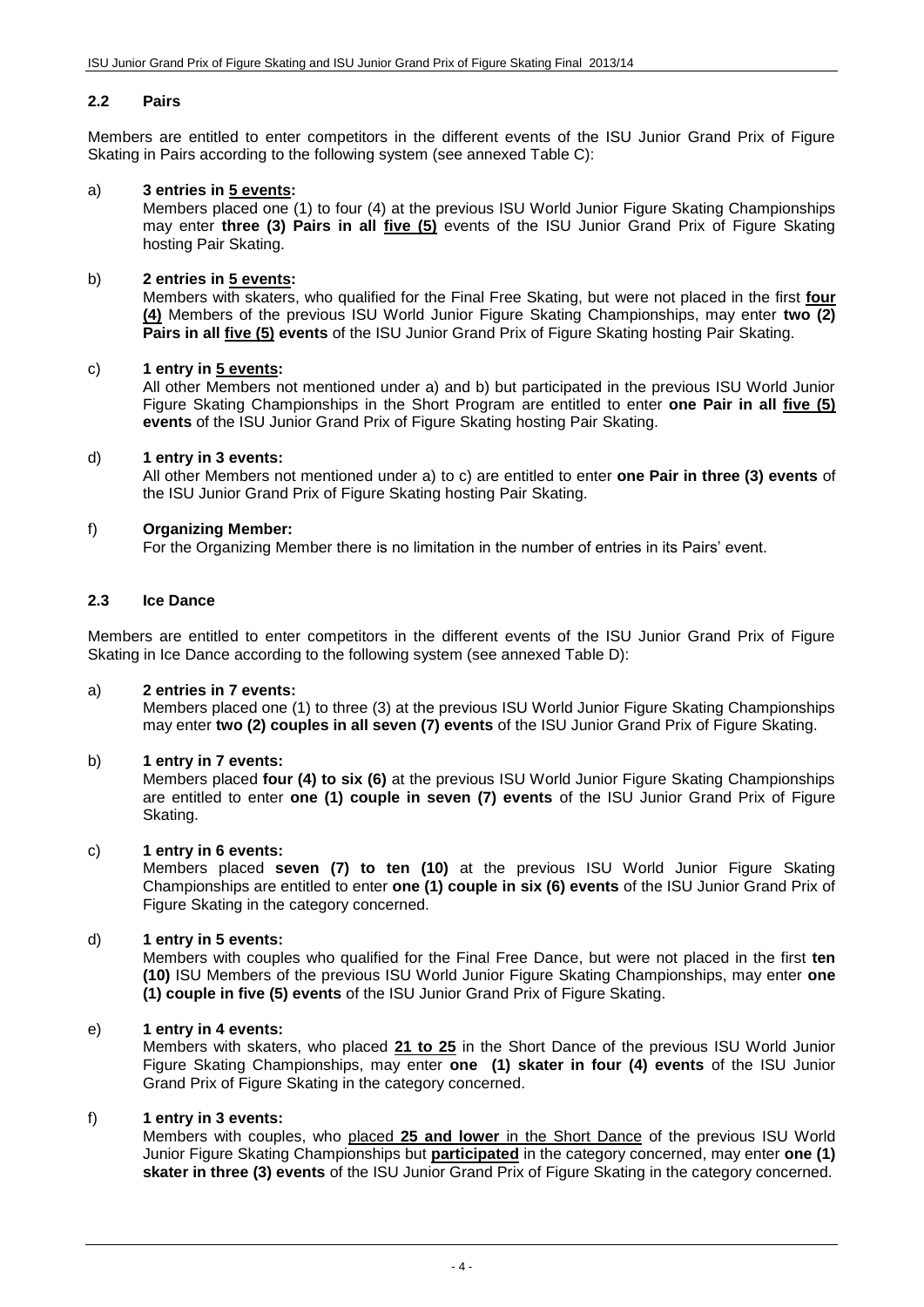## 2.2 Pairs

Members are entitled to enter competitors in the different events of the ISU Junior Grand Prix of Figure Skating in Pairs according to the following system (see annexed Table C):

a) **3 entries in 5 events:**
Members placed one (1) to four (4) at the previous ISU World Junior Figure Skating Championships may enter **three (3) Pairs in all five (5)** events of the ISU Junior Grand Prix of Figure Skating hosting Pair Skating.

b) **2 entries in 5 events:**
Members with skaters, who qualified for the Final Free Skating, but were not placed in the first **four (4)** Members of the previous ISU World Junior Figure Skating Championships, may enter **two (2) Pairs in all five (5) events** of the ISU Junior Grand Prix of Figure Skating hosting Pair Skating.

c) **1 entry in 5 events:**
All other Members not mentioned under a) and b) but participated in the previous ISU World Junior Figure Skating Championships in the Short Program are entitled to enter **one Pair in all five (5) events** of the ISU Junior Grand Prix of Figure Skating hosting Pair Skating.

d) **1 entry in 3 events:**
All other Members not mentioned under a) to c) are entitled to enter **one Pair in three (3) events** of the ISU Junior Grand Prix of Figure Skating hosting Pair Skating.

f) **Organizing Member:**
For the Organizing Member there is no limitation in the number of entries in its Pairs' event.

## 2.3 Ice Dance

Members are entitled to enter competitors in the different events of the ISU Junior Grand Prix of Figure Skating in Ice Dance according to the following system (see annexed Table D):

a) **2 entries in 7 events:**
Members placed one (1) to three (3) at the previous ISU World Junior Figure Skating Championships may enter **two (2) couples in all seven (7) events** of the ISU Junior Grand Prix of Figure Skating.

b) **1 entry in 7 events:**
Members placed **four (4) to six (6)** at the previous ISU World Junior Figure Skating Championships are entitled to enter **one (1) couple in seven (7) events** of the ISU Junior Grand Prix of Figure Skating.

c) **1 entry in 6 events:**
Members placed **seven (7) to ten (10)** at the previous ISU World Junior Figure Skating Championships are entitled to enter **one (1) couple in six (6) events** of the ISU Junior Grand Prix of Figure Skating in the category concerned.

d) **1 entry in 5 events:**
Members with couples who qualified for the Final Free Dance, but were not placed in the first **ten (10)** ISU Members of the previous ISU World Junior Figure Skating Championships, may enter **one (1) couple in five (5) events** of the ISU Junior Grand Prix of Figure Skating.

e) **1 entry in 4 events:**
Members with skaters, who placed **21 to 25** in the Short Dance of the previous ISU World Junior Figure Skating Championships, may enter **one (1) skater in four (4) events** of the ISU Junior Grand Prix of Figure Skating in the category concerned.

f) **1 entry in 3 events:**
Members with couples, who placed **25 and lower** in the Short Dance of the previous ISU World Junior Figure Skating Championships but **participated** in the category concerned, may enter **one (1) skater in three (3) events** of the ISU Junior Grand Prix of Figure Skating in the category concerned.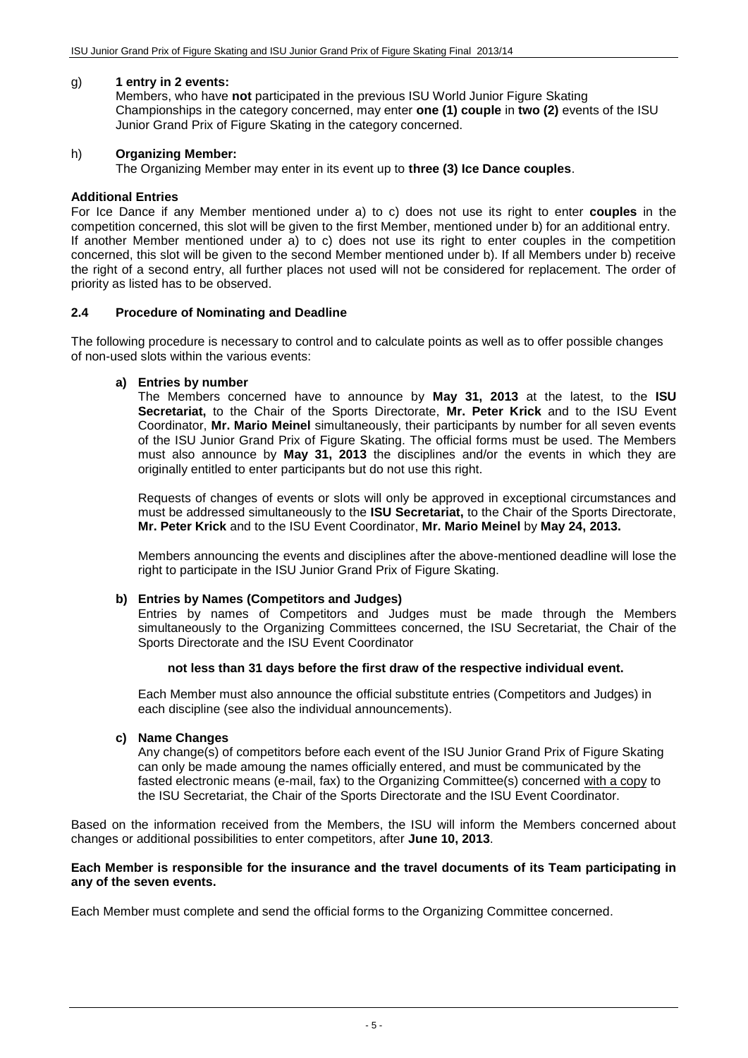g) **1 entry in 2 events:**
Members, who have **not** participated in the previous ISU World Junior Figure Skating Championships in the category concerned, may enter **one (1) couple** in **two (2)** events of the ISU Junior Grand Prix of Figure Skating in the category concerned.

h) **Organizing Member:**
The Organizing Member may enter in its event up to **three (3) Ice Dance couples**.

**Additional Entries**

For Ice Dance if any Member mentioned under a) to c) does not use its right to enter **couples** in the competition concerned, this slot will be given to the first Member, mentioned under b) for an additional entry. If another Member mentioned under a) to c) does not use its right to enter couples in the competition concerned, this slot will be given to the second Member mentioned under b). If all Members under b) receive the right of a second entry, all further places not used will not be considered for replacement. The order of priority as listed has to be observed.

### 2.4 Procedure of Nominating and Deadline

The following procedure is necessary to control and to calculate points as well as to offer possible changes of non-used slots within the various events:

**a) Entries by number**

The Members concerned have to announce by **May 31, 2013** at the latest, to the **ISU Secretariat,** to the Chair of the Sports Directorate, **Mr. Peter Krick** and to the ISU Event Coordinator, **Mr. Mario Meinel** simultaneously, their participants by number for all seven events of the ISU Junior Grand Prix of Figure Skating. The official forms must be used. The Members must also announce by **May 31, 2013** the disciplines and/or the events in which they are originally entitled to enter participants but do not use this right.

Requests of changes of events or slots will only be approved in exceptional circumstances and must be addressed simultaneously to the **ISU Secretariat,** to the Chair of the Sports Directorate, **Mr. Peter Krick** and to the ISU Event Coordinator, **Mr. Mario Meinel** by **May 24, 2013.**

Members announcing the events and disciplines after the above-mentioned deadline will lose the right to participate in the ISU Junior Grand Prix of Figure Skating.

**b) Entries by Names (Competitors and Judges)**

Entries by names of Competitors and Judges must be made through the Members simultaneously to the Organizing Committees concerned, the ISU Secretariat, the Chair of the Sports Directorate and the ISU Event Coordinator

**not less than 31 days before the first draw of the respective individual event.**

Each Member must also announce the official substitute entries (Competitors and Judges) in each discipline (see also the individual announcements).

**c) Name Changes**

Any change(s) of competitors before each event of the ISU Junior Grand Prix of Figure Skating can only be made amoung the names officially entered, and must be communicated by the fasted electronic means (e-mail, fax) to the Organizing Committee(s) concerned with a copy to the ISU Secretariat, the Chair of the Sports Directorate and the ISU Event Coordinator.

Based on the information received from the Members, the ISU will inform the Members concerned about changes or additional possibilities to enter competitors, after **June 10, 2013**.

**Each Member is responsible for the insurance and the travel documents of its Team participating in any of the seven events.**

Each Member must complete and send the official forms to the Organizing Committee concerned.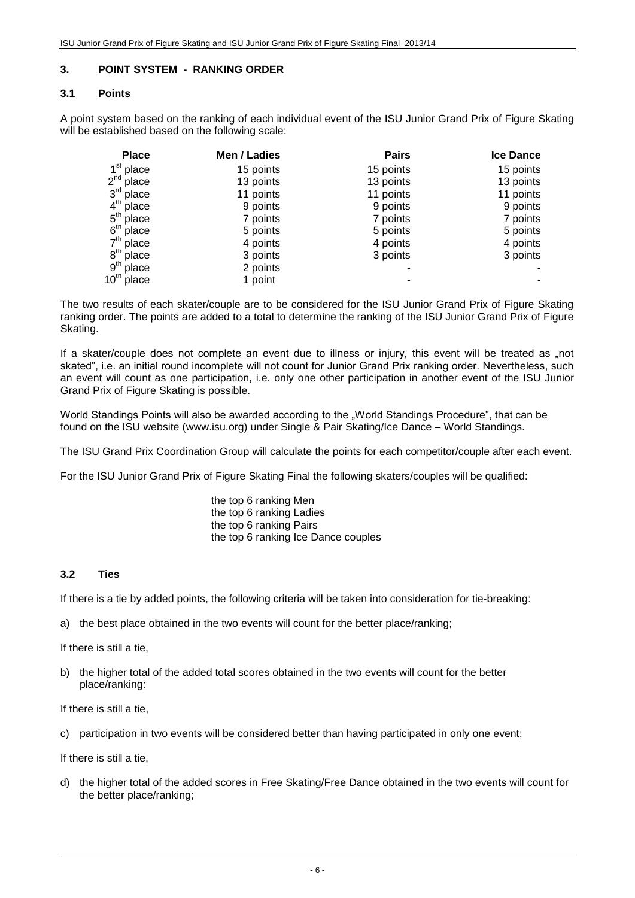## 3. POINT SYSTEM - RANKING ORDER

### 3.1 Points

A point system based on the ranking of each individual event of the ISU Junior Grand Prix of Figure Skating will be established based on the following scale:

| Place | Men / Ladies | Pairs | Ice Dance |
|---|---|---|---|
| 1st place | 15 points | 15 points | 15 points |
| 2nd place | 13 points | 13 points | 13 points |
| 3rd place | 11 points | 11 points | 11 points |
| 4th place | 9 points | 9 points | 9 points |
| 5th place | 7 points | 7 points | 7 points |
| 6th place | 5 points | 5 points | 5 points |
| 7th place | 4 points | 4 points | 4 points |
| 8th place | 3 points | 3 points | 3 points |
| 9th place | 2 points | - | - |
| 10th place | 1 point | - | - |

The two results of each skater/couple are to be considered for the ISU Junior Grand Prix of Figure Skating ranking order. The points are added to a total to determine the ranking of the ISU Junior Grand Prix of Figure Skating.

If a skater/couple does not complete an event due to illness or injury, this event will be treated as „not skated", i.e. an initial round incomplete will not count for Junior Grand Prix ranking order. Nevertheless, such an event will count as one participation, i.e. only one other participation in another event of the ISU Junior Grand Prix of Figure Skating is possible.

World Standings Points will also be awarded according to the „World Standings Procedure", that can be found on the ISU website (www.isu.org) under Single & Pair Skating/Ice Dance – World Standings.

The ISU Grand Prix Coordination Group will calculate the points for each competitor/couple after each event.

For the ISU Junior Grand Prix of Figure Skating Final the following skaters/couples will be qualified:

the top 6 ranking Men
the top 6 ranking Ladies
the top 6 ranking Pairs
the top 6 ranking Ice Dance couples

### 3.2 Ties

If there is a tie by added points, the following criteria will be taken into consideration for tie-breaking:

a) the best place obtained in the two events will count for the better place/ranking;

If there is still a tie,

b) the higher total of the added total scores obtained in the two events will count for the better place/ranking:

If there is still a tie,

c) participation in two events will be considered better than having participated in only one event;

If there is still a tie,

d) the higher total of the added scores in Free Skating/Free Dance obtained in the two events will count for the better place/ranking;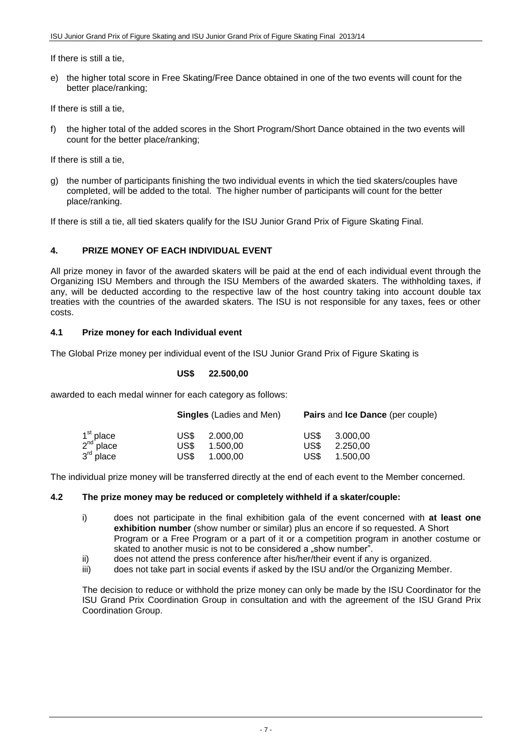If there is still a tie,

e) the higher total score in Free Skating/Free Dance obtained in one of the two events will count for the better place/ranking;

If there is still a tie,

f) the higher total of the added scores in the Short Program/Short Dance obtained in the two events will count for the better place/ranking;

If there is still a tie,

g) the number of participants finishing the two individual events in which the tied skaters/couples have completed, will be added to the total. The higher number of participants will count for the better place/ranking.

If there is still a tie, all tied skaters qualify for the ISU Junior Grand Prix of Figure Skating Final.

## 4. PRIZE MONEY OF EACH INDIVIDUAL EVENT

All prize money in favor of the awarded skaters will be paid at the end of each individual event through the Organizing ISU Members and through the ISU Members of the awarded skaters. The withholding taxes, if any, will be deducted according to the respective law of the host country taking into account double tax treaties with the countries of the awarded skaters. The ISU is not responsible for any taxes, fees or other costs.

### 4.1 Prize money for each Individual event

The Global Prize money per individual event of the ISU Junior Grand Prix of Figure Skating is

**US$ 22.500,00**

awarded to each medal winner for each category as follows:

| | **Singles** (Ladies and Men) | **Pairs** and **Ice Dance** (per couple) |
|---|---|---|
| 1st place | US$ 2.000,00 | US$ 3.000,00 |
| 2nd place | US$ 1.500,00 | US$ 2.250,00 |
| 3rd place | US$ 1.000,00 | US$ 1.500,00 |

The individual prize money will be transferred directly at the end of each event to the Member concerned.

### 4.2 The prize money may be reduced or completely withheld if a skater/couple:

i) does not participate in the final exhibition gala of the event concerned with **at least one exhibition number** (show number or similar) plus an encore if so requested. A Short Program or a Free Program or a part of it or a competition program in another costume or skated to another music is not to be considered a „show number".

ii) does not attend the press conference after his/her/their event if any is organized.

iii) does not take part in social events if asked by the ISU and/or the Organizing Member.

The decision to reduce or withhold the prize money can only be made by the ISU Coordinator for the ISU Grand Prix Coordination Group in consultation and with the agreement of the ISU Grand Prix Coordination Group.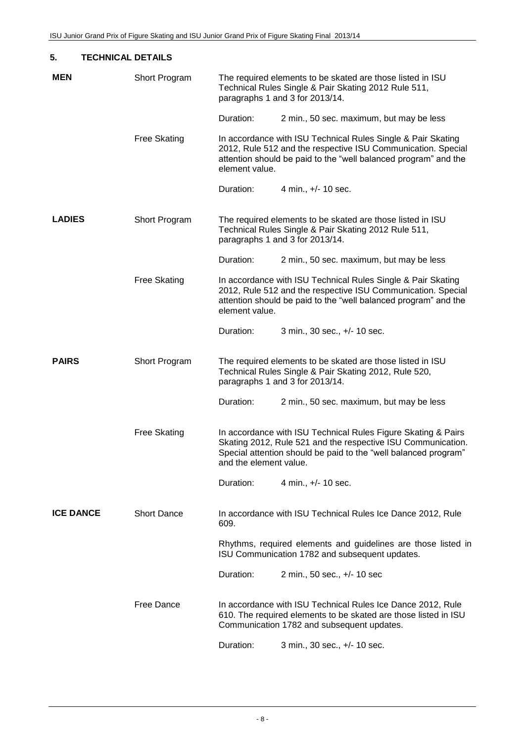## 5. TECHNICAL DETAILS

**MEN**

Short Program

The required elements to be skated are those listed in ISU Technical Rules Single & Pair Skating 2012 Rule 511, paragraphs 1 and 3 for 2013/14.

Duration: 2 min., 50 sec. maximum, but may be less

Free Skating

In accordance with ISU Technical Rules Single & Pair Skating 2012, Rule 512 and the respective ISU Communication. Special attention should be paid to the "well balanced program" and the element value.

Duration: 4 min., +/- 10 sec.

**LADIES**

Short Program

The required elements to be skated are those listed in ISU Technical Rules Single & Pair Skating 2012 Rule 511, paragraphs 1 and 3 for 2013/14.

Duration: 2 min., 50 sec. maximum, but may be less

Free Skating

In accordance with ISU Technical Rules Single & Pair Skating 2012, Rule 512 and the respective ISU Communication. Special attention should be paid to the "well balanced program" and the element value.

Duration: 3 min., 30 sec., +/- 10 sec.

**PAIRS**

Short Program

The required elements to be skated are those listed in ISU Technical Rules Single & Pair Skating 2012, Rule 520, paragraphs 1 and 3 for 2013/14.

Duration: 2 min., 50 sec. maximum, but may be less

Free Skating

In accordance with ISU Technical Rules Figure Skating & Pairs Skating 2012, Rule 521 and the respective ISU Communication. Special attention should be paid to the "well balanced program" and the element value.

Duration: 4 min., +/- 10 sec.

**ICE DANCE**

Short Dance

In accordance with ISU Technical Rules Ice Dance 2012, Rule 609.

Rhythms, required elements and guidelines are those listed in ISU Communication 1782 and subsequent updates.

Duration: 2 min., 50 sec., +/- 10 sec

Free Dance

In accordance with ISU Technical Rules Ice Dance 2012, Rule 610. The required elements to be skated are those listed in ISU Communication 1782 and subsequent updates.

Duration: 3 min., 30 sec., +/- 10 sec.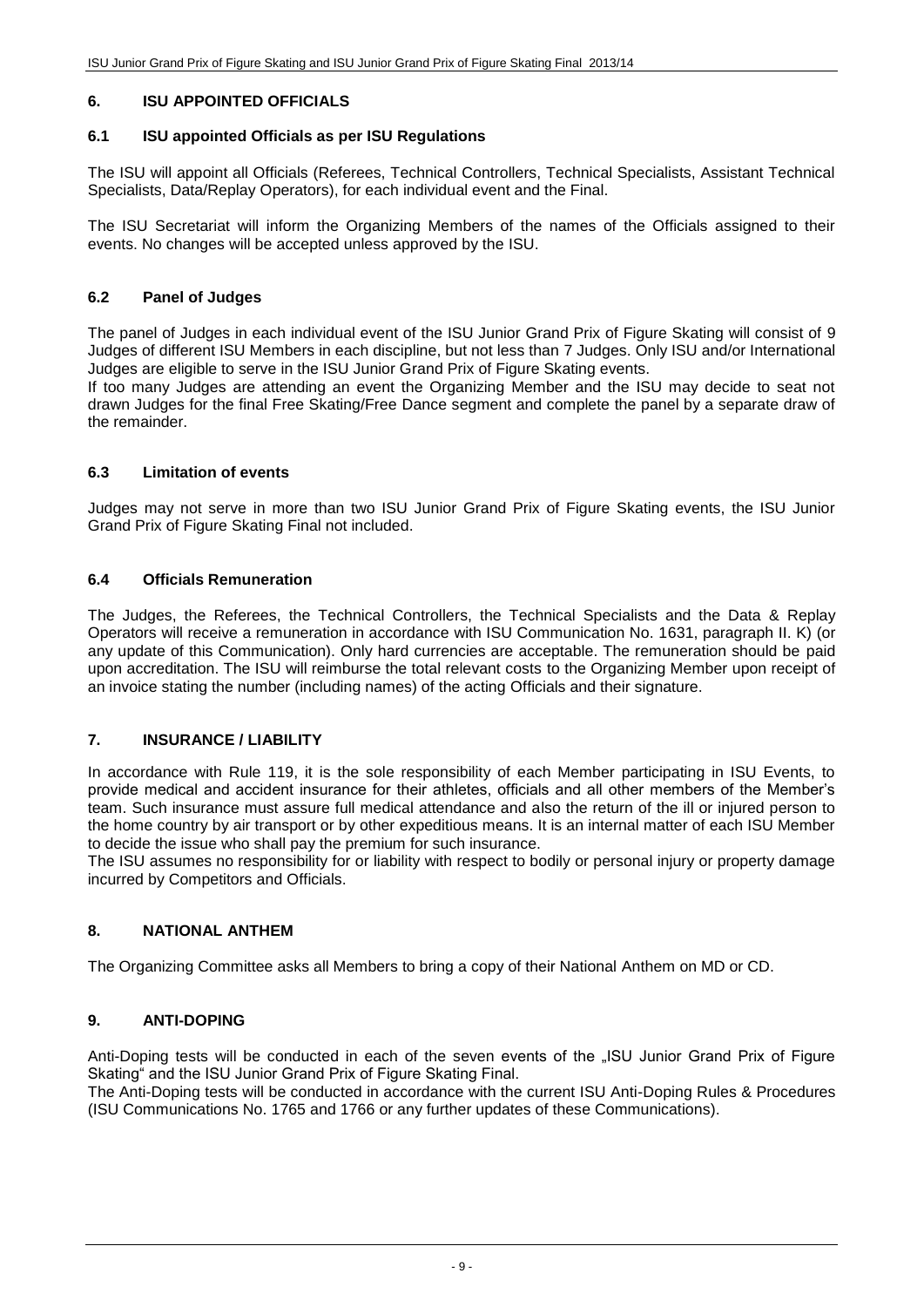## 6. ISU APPOINTED OFFICIALS

### 6.1 ISU appointed Officials as per ISU Regulations

The ISU will appoint all Officials (Referees, Technical Controllers, Technical Specialists, Assistant Technical Specialists, Data/Replay Operators), for each individual event and the Final.

The ISU Secretariat will inform the Organizing Members of the names of the Officials assigned to their events. No changes will be accepted unless approved by the ISU.

### 6.2 Panel of Judges

The panel of Judges in each individual event of the ISU Junior Grand Prix of Figure Skating will consist of 9 Judges of different ISU Members in each discipline, but not less than 7 Judges. Only ISU and/or International Judges are eligible to serve in the ISU Junior Grand Prix of Figure Skating events.
If too many Judges are attending an event the Organizing Member and the ISU may decide to seat not drawn Judges for the final Free Skating/Free Dance segment and complete the panel by a separate draw of the remainder.

### 6.3 Limitation of events

Judges may not serve in more than two ISU Junior Grand Prix of Figure Skating events, the ISU Junior Grand Prix of Figure Skating Final not included.

### 6.4 Officials Remuneration

The Judges, the Referees, the Technical Controllers, the Technical Specialists and the Data & Replay Operators will receive a remuneration in accordance with ISU Communication No. 1631, paragraph II. K) (or any update of this Communication). Only hard currencies are acceptable. The remuneration should be paid upon accreditation. The ISU will reimburse the total relevant costs to the Organizing Member upon receipt of an invoice stating the number (including names) of the acting Officials and their signature.

## 7. INSURANCE / LIABILITY

In accordance with Rule 119, it is the sole responsibility of each Member participating in ISU Events, to provide medical and accident insurance for their athletes, officials and all other members of the Member's team. Such insurance must assure full medical attendance and also the return of the ill or injured person to the home country by air transport or by other expeditious means. It is an internal matter of each ISU Member to decide the issue who shall pay the premium for such insurance.
The ISU assumes no responsibility for or liability with respect to bodily or personal injury or property damage incurred by Competitors and Officials.

## 8. NATIONAL ANTHEM

The Organizing Committee asks all Members to bring a copy of their National Anthem on MD or CD.

## 9. ANTI-DOPING

Anti-Doping tests will be conducted in each of the seven events of the „ISU Junior Grand Prix of Figure Skating" and the ISU Junior Grand Prix of Figure Skating Final.
The Anti-Doping tests will be conducted in accordance with the current ISU Anti-Doping Rules & Procedures (ISU Communications No. 1765 and 1766 or any further updates of these Communications).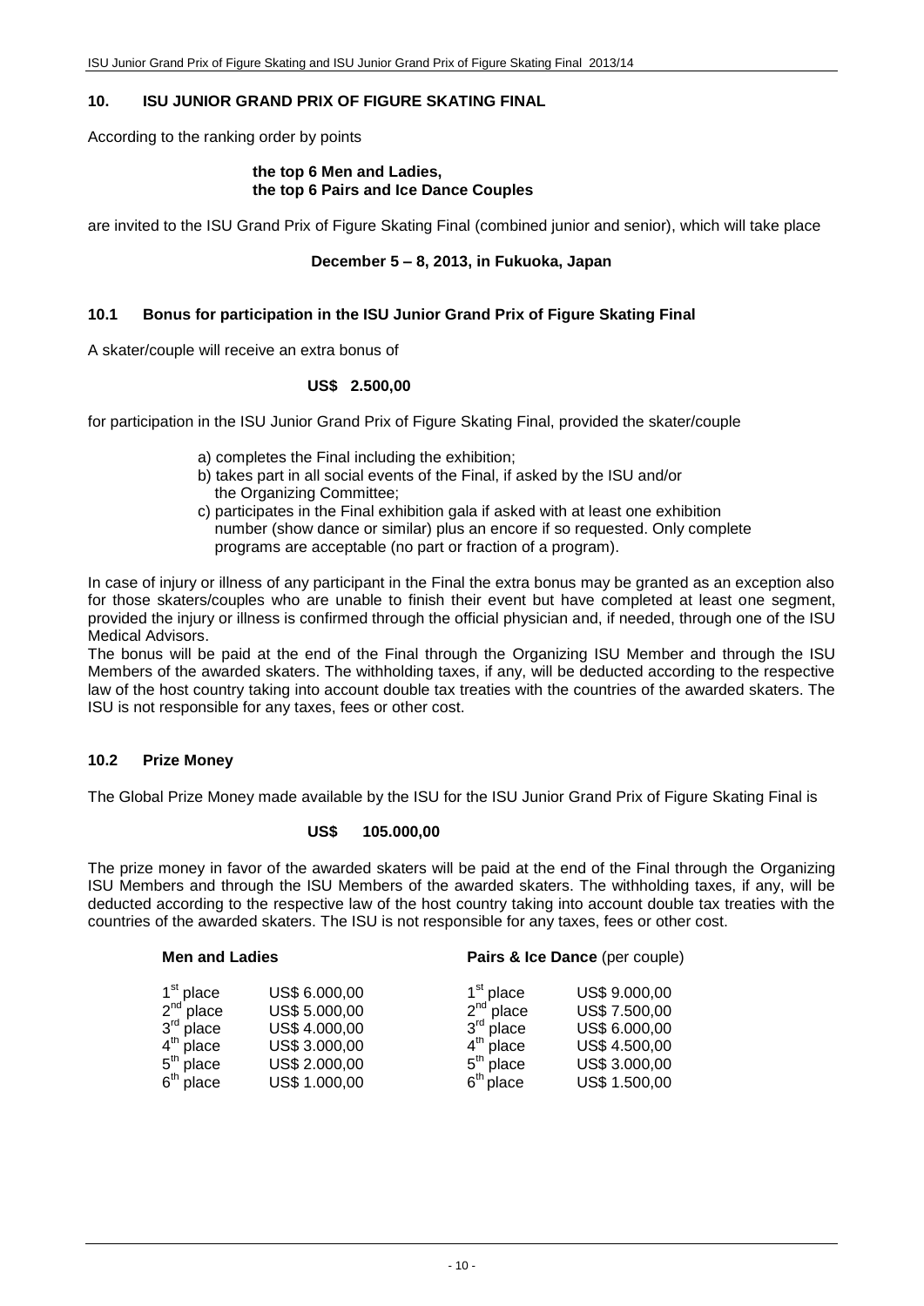## 10. ISU JUNIOR GRAND PRIX OF FIGURE SKATING FINAL

According to the ranking order by points

**the top 6 Men and Ladies,**
**the top 6 Pairs and Ice Dance Couples**

are invited to the ISU Grand Prix of Figure Skating Final (combined junior and senior), which will take place

**December 5 – 8, 2013, in Fukuoka, Japan**

### 10.1 Bonus for participation in the ISU Junior Grand Prix of Figure Skating Final

A skater/couple will receive an extra bonus of

**US$ 2.500,00**

for participation in the ISU Junior Grand Prix of Figure Skating Final, provided the skater/couple

a) completes the Final including the exhibition;
b) takes part in all social events of the Final, if asked by the ISU and/or the Organizing Committee;
c) participates in the Final exhibition gala if asked with at least one exhibition number (show dance or similar) plus an encore if so requested. Only complete programs are acceptable (no part or fraction of a program).

In case of injury or illness of any participant in the Final the extra bonus may be granted as an exception also for those skaters/couples who are unable to finish their event but have completed at least one segment, provided the injury or illness is confirmed through the official physician and, if needed, through one of the ISU Medical Advisors.
The bonus will be paid at the end of the Final through the Organizing ISU Member and through the ISU Members of the awarded skaters. The withholding taxes, if any, will be deducted according to the respective law of the host country taking into account double tax treaties with the countries of the awarded skaters. The ISU is not responsible for any taxes, fees or other cost.

### 10.2 Prize Money

The Global Prize Money made available by the ISU for the ISU Junior Grand Prix of Figure Skating Final is

**US$ 105.000,00**

The prize money in favor of the awarded skaters will be paid at the end of the Final through the Organizing ISU Members and through the ISU Members of the awarded skaters. The withholding taxes, if any, will be deducted according to the respective law of the host country taking into account double tax treaties with the countries of the awarded skaters. The ISU is not responsible for any taxes, fees or other cost.

| **Men and Ladies** | | **Pairs & Ice Dance** (per couple) | |
|---|---|---|---|
| 1st place | US$ 6.000,00 | 1st place | US$ 9.000,00 |
| 2nd place | US$ 5.000,00 | 2nd place | US$ 7.500,00 |
| 3rd place | US$ 4.000,00 | 3rd place | US$ 6.000,00 |
| 4th place | US$ 3.000,00 | 4th place | US$ 4.500,00 |
| 5th place | US$ 2.000,00 | 5th place | US$ 3.000,00 |
| 6th place | US$ 1.000,00 | 6th place | US$ 1.500,00 |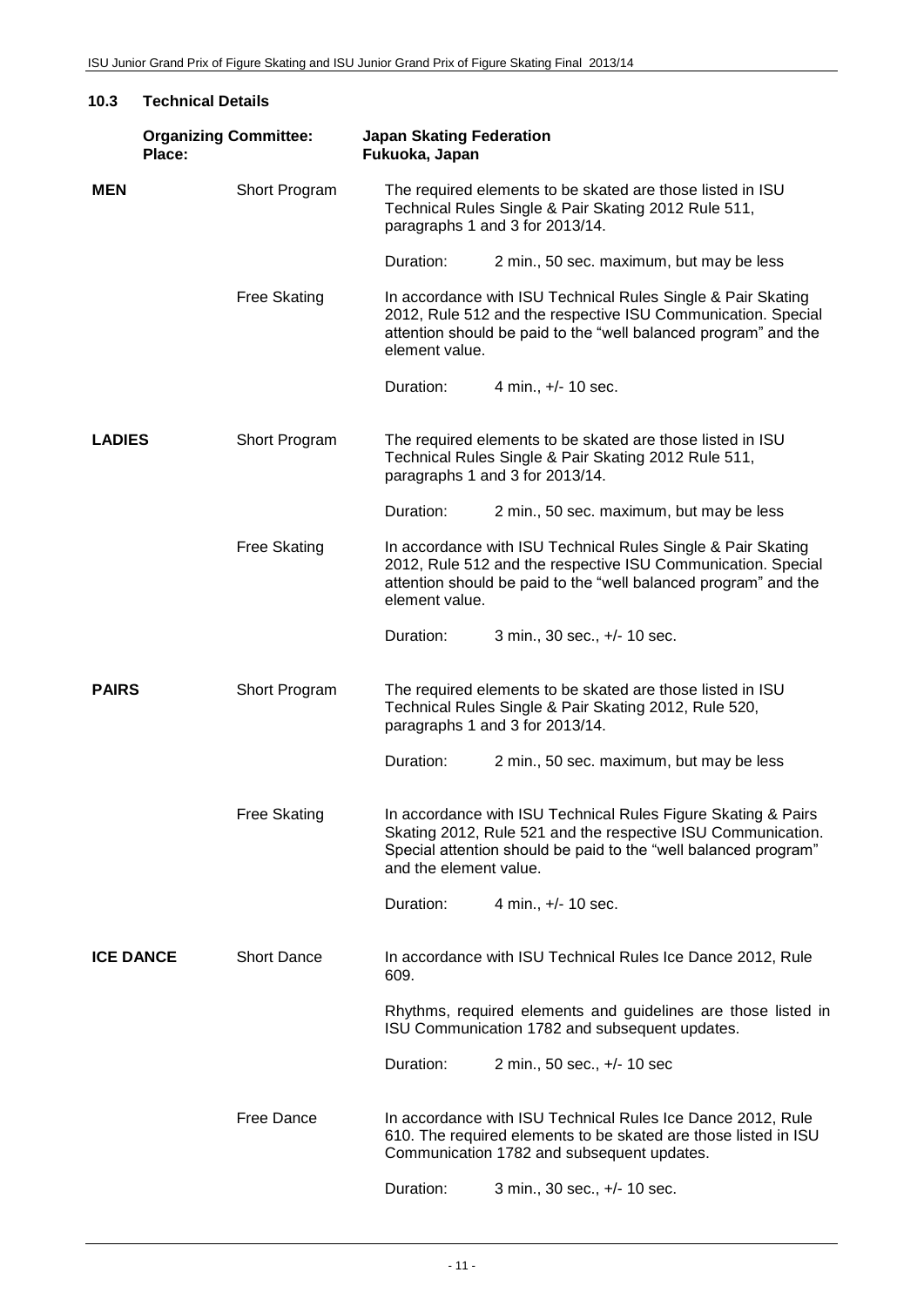## 10.3 Technical Details

**Organizing Committee:** **Japan Skating Federation**
**Place:** **Fukuoka, Japan**

| | | |
|---|---|---|
| **MEN** | Short Program | The required elements to be skated are those listed in ISU Technical Rules Single & Pair Skating 2012 Rule 511, paragraphs 1 and 3 for 2013/14. |
| | | Duration: 2 min., 50 sec. maximum, but may be less |
| | Free Skating | In accordance with ISU Technical Rules Single & Pair Skating 2012, Rule 512 and the respective ISU Communication. Special attention should be paid to the "well balanced program" and the element value. |
| | | Duration: 4 min., +/- 10 sec. |
| **LADIES** | Short Program | The required elements to be skated are those listed in ISU Technical Rules Single & Pair Skating 2012 Rule 511, paragraphs 1 and 3 for 2013/14. |
| | | Duration: 2 min., 50 sec. maximum, but may be less |
| | Free Skating | In accordance with ISU Technical Rules Single & Pair Skating 2012, Rule 512 and the respective ISU Communication. Special attention should be paid to the "well balanced program" and the element value. |
| | | Duration: 3 min., 30 sec., +/- 10 sec. |
| **PAIRS** | Short Program | The required elements to be skated are those listed in ISU Technical Rules Single & Pair Skating 2012, Rule 520, paragraphs 1 and 3 for 2013/14. |
| | | Duration: 2 min., 50 sec. maximum, but may be less |
| | Free Skating | In accordance with ISU Technical Rules Figure Skating & Pairs Skating 2012, Rule 521 and the respective ISU Communication. Special attention should be paid to the "well balanced program" and the element value. |
| | | Duration: 4 min., +/- 10 sec. |
| **ICE DANCE** | Short Dance | In accordance with ISU Technical Rules Ice Dance 2012, Rule 609. |
| | | Rhythms, required elements and guidelines are those listed in ISU Communication 1782 and subsequent updates. |
| | | Duration: 2 min., 50 sec., +/- 10 sec |
| | Free Dance | In accordance with ISU Technical Rules Ice Dance 2012, Rule 610. The required elements to be skated are those listed in ISU Communication 1782 and subsequent updates. |
| | | Duration: 3 min., 30 sec., +/- 10 sec. |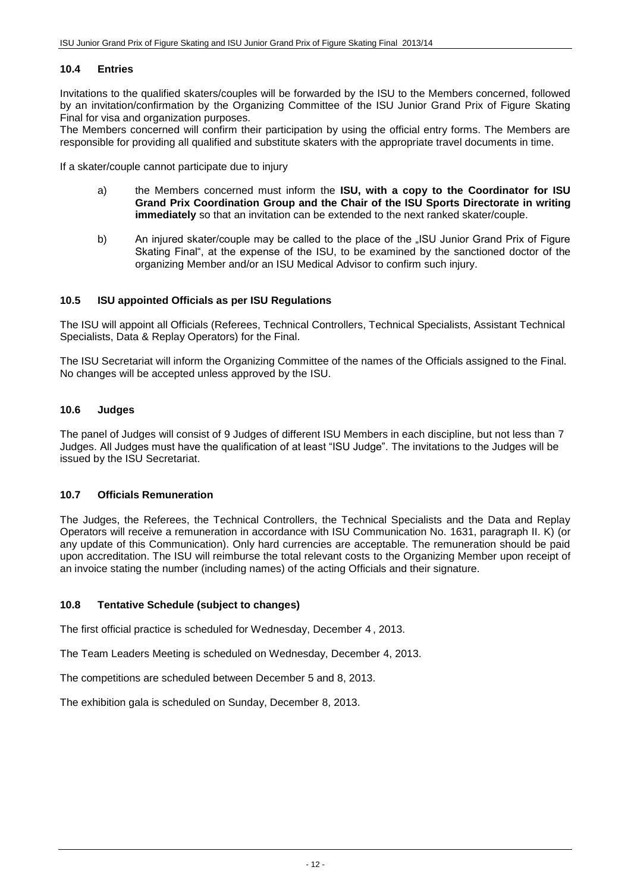## 10.4 Entries

Invitations to the qualified skaters/couples will be forwarded by the ISU to the Members concerned, followed by an invitation/confirmation by the Organizing Committee of the ISU Junior Grand Prix of Figure Skating Final for visa and organization purposes.

The Members concerned will confirm their participation by using the official entry forms. The Members are responsible for providing all qualified and substitute skaters with the appropriate travel documents in time.

If a skater/couple cannot participate due to injury

a) the Members concerned must inform the **ISU, with a copy to the Coordinator for ISU Grand Prix Coordination Group and the Chair of the ISU Sports Directorate in writing immediately** so that an invitation can be extended to the next ranked skater/couple.

b) An injured skater/couple may be called to the place of the „ISU Junior Grand Prix of Figure Skating Final", at the expense of the ISU, to be examined by the sanctioned doctor of the organizing Member and/or an ISU Medical Advisor to confirm such injury.

## 10.5 ISU appointed Officials as per ISU Regulations

The ISU will appoint all Officials (Referees, Technical Controllers, Technical Specialists, Assistant Technical Specialists, Data & Replay Operators) for the Final.

The ISU Secretariat will inform the Organizing Committee of the names of the Officials assigned to the Final. No changes will be accepted unless approved by the ISU.

## 10.6 Judges

The panel of Judges will consist of 9 Judges of different ISU Members in each discipline, but not less than 7 Judges. All Judges must have the qualification of at least "ISU Judge". The invitations to the Judges will be issued by the ISU Secretariat.

## 10.7 Officials Remuneration

The Judges, the Referees, the Technical Controllers, the Technical Specialists and the Data and Replay Operators will receive a remuneration in accordance with ISU Communication No. 1631, paragraph II. K) (or any update of this Communication). Only hard currencies are acceptable. The remuneration should be paid upon accreditation. The ISU will reimburse the total relevant costs to the Organizing Member upon receipt of an invoice stating the number (including names) of the acting Officials and their signature.

## 10.8 Tentative Schedule (subject to changes)

The first official practice is scheduled for Wednesday, December 4 , 2013.

The Team Leaders Meeting is scheduled on Wednesday, December 4, 2013.

The competitions are scheduled between December 5 and 8, 2013.

The exhibition gala is scheduled on Sunday, December 8, 2013.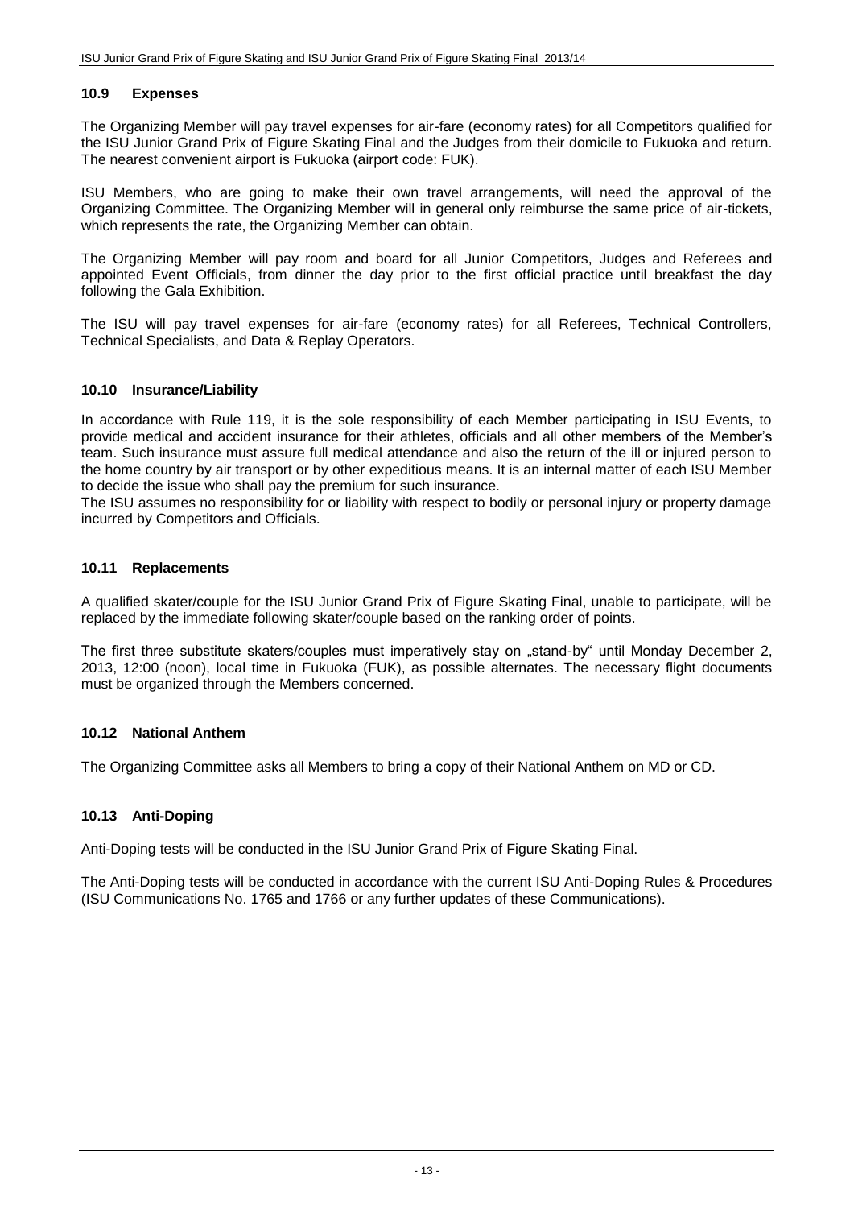### 10.9 Expenses

The Organizing Member will pay travel expenses for air-fare (economy rates) for all Competitors qualified for the ISU Junior Grand Prix of Figure Skating Final and the Judges from their domicile to Fukuoka and return. The nearest convenient airport is Fukuoka (airport code: FUK).

ISU Members, who are going to make their own travel arrangements, will need the approval of the Organizing Committee. The Organizing Member will in general only reimburse the same price of air-tickets, which represents the rate, the Organizing Member can obtain.

The Organizing Member will pay room and board for all Junior Competitors, Judges and Referees and appointed Event Officials, from dinner the day prior to the first official practice until breakfast the day following the Gala Exhibition.

The ISU will pay travel expenses for air-fare (economy rates) for all Referees, Technical Controllers, Technical Specialists, and Data & Replay Operators.

### 10.10 Insurance/Liability

In accordance with Rule 119, it is the sole responsibility of each Member participating in ISU Events, to provide medical and accident insurance for their athletes, officials and all other members of the Member's team. Such insurance must assure full medical attendance and also the return of the ill or injured person to the home country by air transport or by other expeditious means. It is an internal matter of each ISU Member to decide the issue who shall pay the premium for such insurance.
The ISU assumes no responsibility for or liability with respect to bodily or personal injury or property damage incurred by Competitors and Officials.

### 10.11 Replacements

A qualified skater/couple for the ISU Junior Grand Prix of Figure Skating Final, unable to participate, will be replaced by the immediate following skater/couple based on the ranking order of points.

The first three substitute skaters/couples must imperatively stay on „stand-by" until Monday December 2, 2013, 12:00 (noon), local time in Fukuoka (FUK), as possible alternates. The necessary flight documents must be organized through the Members concerned.

### 10.12 National Anthem

The Organizing Committee asks all Members to bring a copy of their National Anthem on MD or CD.

### 10.13 Anti-Doping

Anti-Doping tests will be conducted in the ISU Junior Grand Prix of Figure Skating Final.

The Anti-Doping tests will be conducted in accordance with the current ISU Anti-Doping Rules & Procedures (ISU Communications No. 1765 and 1766 or any further updates of these Communications).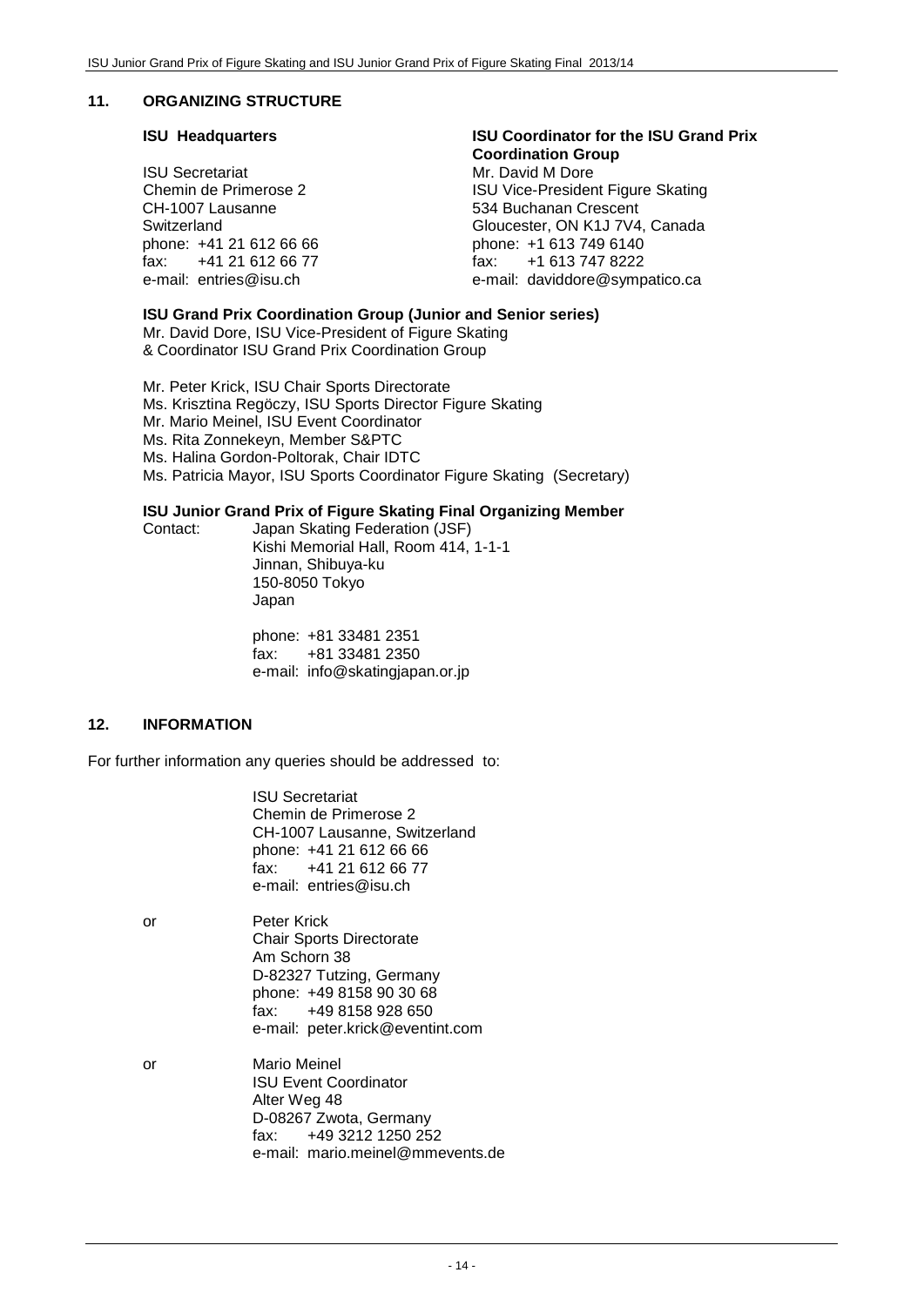## 11. ORGANIZING STRUCTURE

**ISU Headquarters**

ISU Secretariat
Chemin de Primerose 2
CH-1007 Lausanne
Switzerland
phone: +41 21 612 66 66
fax: +41 21 612 66 77
e-mail: entries@isu.ch

**ISU Coordinator for the ISU Grand Prix Coordination Group**

Mr. David M Dore
ISU Vice-President Figure Skating
534 Buchanan Crescent
Gloucester, ON K1J 7V4, Canada
phone: +1 613 749 6140
fax: +1 613 747 8222
e-mail: daviddore@sympatico.ca

**ISU Grand Prix Coordination Group (Junior and Senior series)**

Mr. David Dore, ISU Vice-President of Figure Skating
& Coordinator ISU Grand Prix Coordination Group

Mr. Peter Krick, ISU Chair Sports Directorate
Ms. Krisztina Regöczy, ISU Sports Director Figure Skating
Mr. Mario Meinel, ISU Event Coordinator
Ms. Rita Zonnekeyn, Member S&PTC
Ms. Halina Gordon-Poltorak, Chair IDTC
Ms. Patricia Mayor, ISU Sports Coordinator Figure Skating (Secretary)

**ISU Junior Grand Prix of Figure Skating Final Organizing Member**

Contact: Japan Skating Federation (JSF)
Kishi Memorial Hall, Room 414, 1-1-1
Jinnan, Shibuya-ku
150-8050 Tokyo
Japan

phone: +81 33481 2351
fax: +81 33481 2350
e-mail: info@skatingjapan.or.jp

## 12. INFORMATION

For further information any queries should be addressed to:

ISU Secretariat
Chemin de Primerose 2
CH-1007 Lausanne, Switzerland
phone: +41 21 612 66 66
fax: +41 21 612 66 77
e-mail: entries@isu.ch

or

Peter Krick
Chair Sports Directorate
Am Schorn 38
D-82327 Tutzing, Germany
phone: +49 8158 90 30 68
fax: +49 8158 928 650
e-mail: peter.krick@eventint.com

or

Mario Meinel
ISU Event Coordinator
Alter Weg 48
D-08267 Zwota, Germany
fax: +49 3212 1250 252
e-mail: mario.meinel@mmevents.de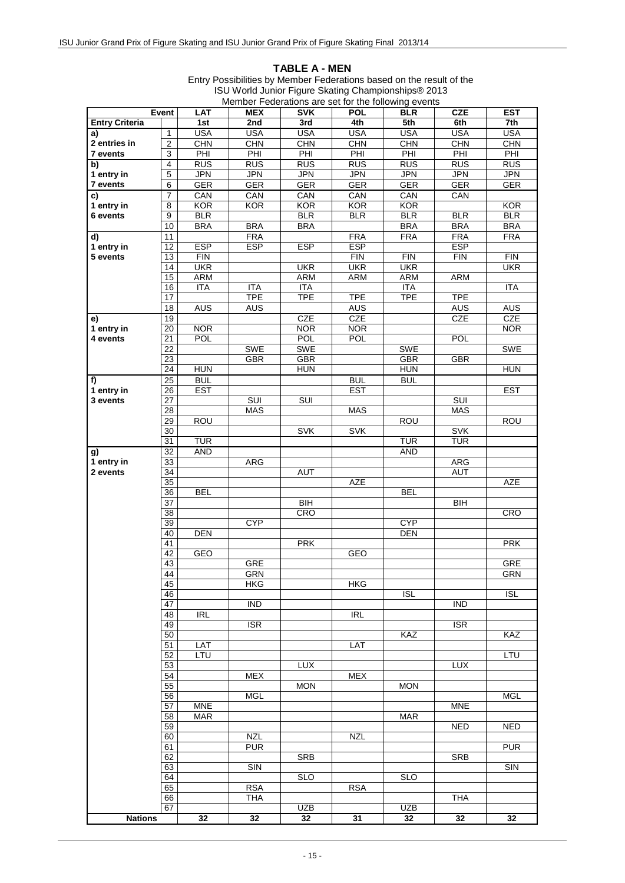## TABLE A - MEN

Entry Possibilities by Member Federations based on the result of the ISU World Junior Figure Skating Championships® 2013

Member Federations are set for the following events

| Event | | LAT | MEX | SVK | POL | BLR | CZE | EST |
|---|---|---|---|---|---|---|---|---|
| **Entry Criteria** | | 1st | 2nd | 3rd | 4th | 5th | 6th | 7th |
| **a)** | 1 | USA | USA | USA | USA | USA | USA | USA |
| **2 entries in** | 2 | CHN | CHN | CHN | CHN | CHN | CHN | CHN |
| **7 events** | 3 | PHI | PHI | PHI | PHI | PHI | PHI | PHI |
| **b)** | 4 | RUS | RUS | RUS | RUS | RUS | RUS | RUS |
| **1 entry in** | 5 | JPN | JPN | JPN | JPN | JPN | JPN | JPN |
| **7 events** | 6 | GER | GER | GER | GER | GER | GER | GER |
| **c)** | 7 | CAN | CAN | CAN | CAN | CAN | CAN | |
| **1 entry in** | 8 | KOR | KOR | KOR | KOR | KOR | | KOR |
| **6 events** | 9 | BLR | | BLR | BLR | BLR | BLR | BLR |
| | 10 | BRA | BRA | BRA | | BRA | BRA | BRA |
| **d)** | 11 | | FRA | | FRA | FRA | FRA | FRA |
| **1 entry in** | 12 | ESP | ESP | ESP | ESP | | ESP | |
| **5 events** | 13 | FIN | | | FIN | FIN | FIN | FIN |
| | 14 | UKR | | UKR | UKR | UKR | | UKR |
| | 15 | ARM | | ARM | ARM | ARM | ARM | |
| | 16 | ITA | ITA | ITA | | ITA | | ITA |
| | 17 | | TPE | TPE | TPE | TPE | TPE | |
| | 18 | AUS | AUS | | AUS | | AUS | AUS |
| **e)** | 19 | | | CZE | CZE | | CZE | CZE |
| **1 entry in** | 20 | NOR | | NOR | NOR | | | NOR |
| **4 events** | 21 | POL | | POL | POL | | POL | |
| | 22 | | SWE | SWE | | SWE | | SWE |
| | 23 | | GBR | GBR | | GBR | GBR | |
| | 24 | HUN | | HUN | | HUN | | HUN |
| **f)** | 25 | BUL | | | BUL | BUL | | |
| **1 entry in** | 26 | EST | | | EST | | | EST |
| **3 events** | 27 | | SUI | SUI | | | SUI | |
| | 28 | | MAS | | MAS | | MAS | |
| | 29 | ROU | | | | ROU | | ROU |
| | 30 | | | SVK | SVK | | SVK | |
| | 31 | TUR | | | | TUR | TUR | |
| **g)** | 32 | AND | | | | AND | | |
| **1 entry in** | 33 | | ARG | | | | ARG | |
| **2 events** | 34 | | | AUT | | | AUT | |
| | 35 | | | | AZE | | | AZE |
| | 36 | BEL | | | | BEL | | |
| | 37 | | | BIH | | | BIH | |
| | 38 | | | CRO | | | | CRO |
| | 39 | | CYP | | | CYP | | |
| | 40 | DEN | | | | DEN | | |
| | 41 | | | PRK | | | | PRK |
| | 42 | GEO | | | GEO | | | |
| | 43 | | GRE | | | | | GRE |
| | 44 | | GRN | | | | | GRN |
| | 45 | | HKG | | HKG | | | |
| | 46 | | | | | ISL | | ISL |
| | 47 | | IND | | | | IND | |
| | 48 | IRL | | | IRL | | | |
| | 49 | | ISR | | | | ISR | |
| | 50 | | | | | KAZ | | KAZ |
| | 51 | LAT | | | LAT | | | |
| | 52 | LTU | | | | | | LTU |
| | 53 | | | LUX | | | LUX | |
| | 54 | | MEX | | MEX | | | |
| | 55 | | | MON | | MON | | |
| | 56 | | MGL | | | | | MGL |
| | 57 | MNE | | | | | MNE | |
| | 58 | MAR | | | | MAR | | |
| | 59 | | | | | | NED | NED |
| | 60 | | NZL | | NZL | | | |
| | 61 | | PUR | | | | | PUR |
| | 62 | | | SRB | | | SRB | |
| | 63 | | SIN | | | | | SIN |
| | 64 | | | SLO | | SLO | | |
| | 65 | | RSA | | RSA | | | |
| | 66 | | THA | | | | THA | |
| | 67 | | | UZB | | UZB | | |
| **Nations** | | 32 | 32 | 32 | 31 | 32 | 32 | 32 |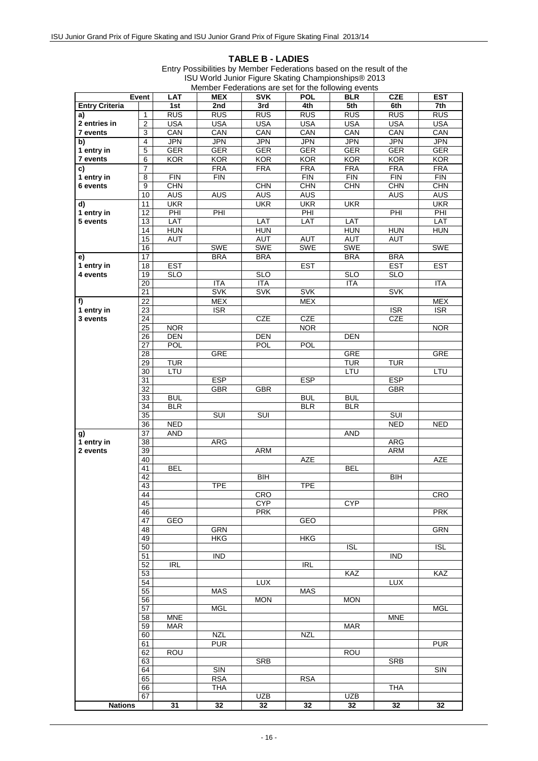## TABLE B - LADIES

Entry Possibilities by Member Federations based on the result of the ISU World Junior Figure Skating Championships® 2013

Member Federations are set for the following events

| Entry Criteria | Event | LAT | MEX | SVK | POL | BLR | CZE | EST |
|---|---|---|---|---|---|---|---|---|
| | | 1st | 2nd | 3rd | 4th | 5th | 6th | 7th |
| a) | 1 | RUS | RUS | RUS | RUS | RUS | RUS | RUS |
| 2 entries in | 2 | USA | USA | USA | USA | USA | USA | USA |
| 7 events | 3 | CAN | CAN | CAN | CAN | CAN | CAN | CAN |
| b) | 4 | JPN | JPN | JPN | JPN | JPN | JPN | JPN |
| 1 entry in | 5 | GER | GER | GER | GER | GER | GER | GER |
| 7 events | 6 | KOR | KOR | KOR | KOR | KOR | KOR | KOR |
| c) | 7 | | FRA | FRA | FRA | FRA | FRA | FRA |
| 1 entry in | 8 | FIN | FIN | | FIN | FIN | FIN | FIN |
| 6 events | 9 | CHN | | CHN | CHN | CHN | CHN | CHN |
| | 10 | AUS | AUS | AUS | AUS | | AUS | AUS |
| d) | 11 | UKR | | UKR | UKR | UKR | | UKR |
| 1 entry in | 12 | PHI | PHI | | PHI | | PHI | PHI |
| 5 events | 13 | LAT | | LAT | LAT | LAT | | LAT |
| | 14 | HUN | | HUN | | HUN | HUN | HUN |
| | 15 | AUT | | AUT | AUT | AUT | AUT | |
| | 16 | | SWE | SWE | SWE | SWE | | SWE |
| e) | 17 | | BRA | BRA | | BRA | BRA | |
| 1 entry in | 18 | EST | | | EST | | EST | EST |
| 4 events | 19 | SLO | | SLO | | SLO | SLO | |
| | 20 | | ITA | ITA | | ITA | | ITA |
| | 21 | | SVK | SVK | SVK | | SVK | |
| f) | 22 | | MEX | | MEX | | | MEX |
| 1 entry in | 23 | | ISR | | | | ISR | ISR |
| 3 events | 24 | | | CZE | CZE | | CZE | |
| | 25 | NOR | | | NOR | | | NOR |
| | 26 | | | DEN | | DEN | | |
| | 27 | POL | | POL | POL | | | |
| | 28 | | GRE | | | GRE | | GRE |
| | 29 | TUR | | | | TUR | TUR | |
| | 30 | LTU | | | | LTU | | LTU |
| | 31 | | ESP | | ESP | | ESP | |
| | 32 | | GBR | GBR | | | GBR | |
| | 33 | BUL | | | BUL | BUL | | |
| | 34 | BLR | | | BLR | BLR | | |
| | 35 | | SUI | SUI | | | SUI | |
| | 36 | NED | | | | | NED | NED |
| g) | 37 | AND | | | | AND | | |
| 1 entry in | 38 | | ARG | | | | ARG | |
| 2 events | 39 | | | ARM | | | ARM | |
| | 40 | | | | AZE | | | AZE |
| | 41 | BEL | | | | BEL | | |
| | 42 | | | BIH | | | BIH | |
| | 43 | | TPE | | TPE | | | |
| | 44 | | | CRO | | | | CRO |
| | 45 | | | CYP | | CYP | | |
| | 46 | | | PRK | | | | PRK |
| | 47 | GEO | | | GEO | | | |
| | 48 | | GRN | | | | | GRN |
| | 49 | | HKG | | HKG | | | |
| | 50 | | | | | ISL | | ISL |
| | 51 | | IND | | | | IND | |
| | 52 | IRL | | | IRL | | | |
| | 53 | | | | | KAZ | | KAZ |
| | 54 | | | LUX | | | LUX | |
| | 55 | | MAS | | MAS | | | |
| | 56 | | | MON | | MON | | |
| | 57 | | MGL | | | | | MGL |
| | 58 | MNE | | | | | MNE | |
| | 59 | MAR | | | | MAR | | |
| | 60 | | NZL | | NZL | | | |
| | 61 | | PUR | | | | | PUR |
| | 62 | ROU | | | | ROU | | |
| | 63 | | | SRB | | | SRB | |
| | 64 | | SIN | | | | | SIN |
| | 65 | | RSA | | RSA | | | |
| | 66 | | THA | | | | THA | |
| | 67 | | | UZB | | UZB | | |
| **Nations** | | **31** | **32** | **32** | **32** | **32** | **32** | **32** |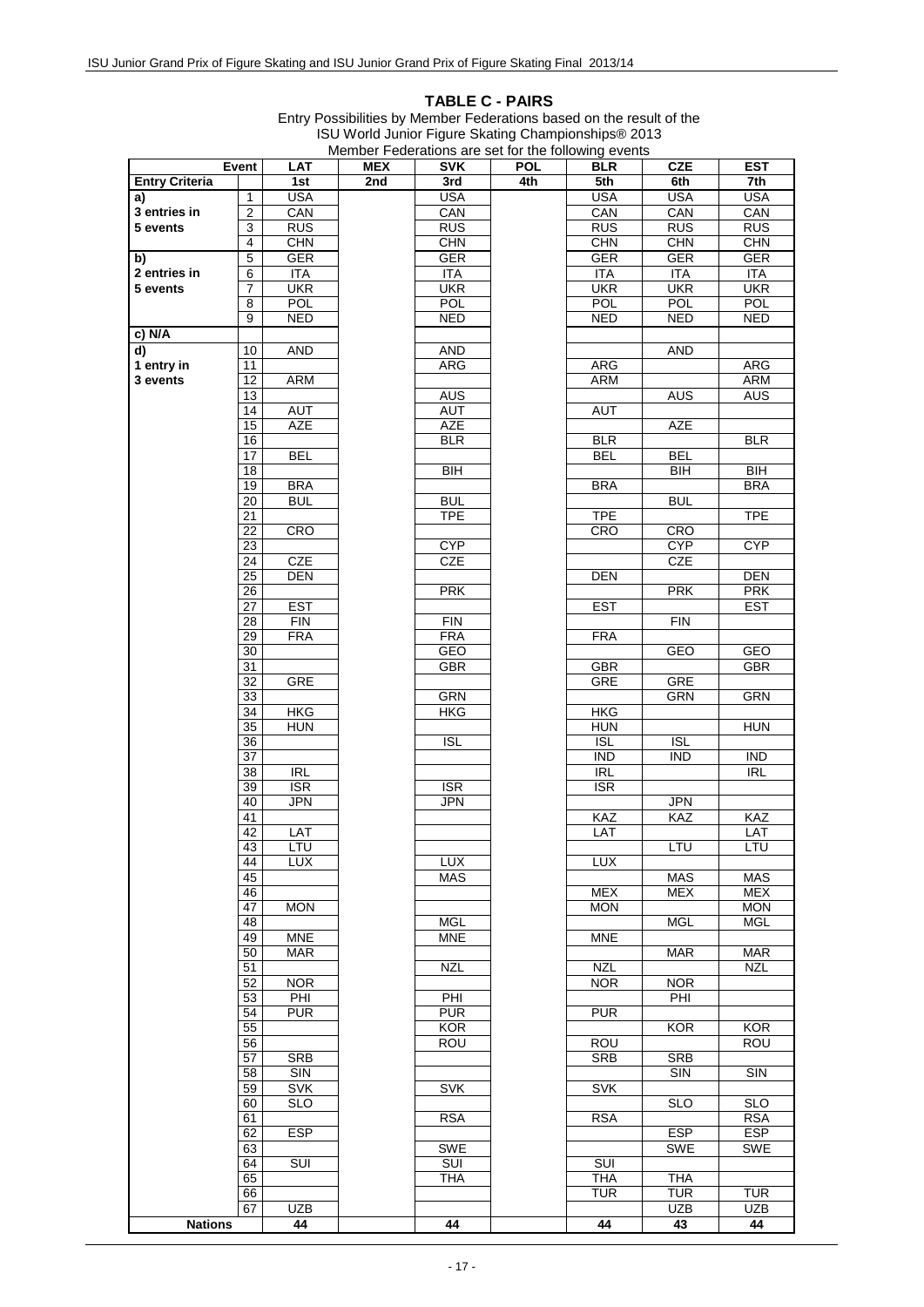## TABLE C - PAIRS

Entry Possibilities by Member Federations based on the result of the ISU World Junior Figure Skating Championships® 2013

Member Federations are set for the following events

| Event | | LAT | MEX | SVK | POL | BLR | CZE | EST |
|---|---|---|---|---|---|---|---|---|
| **Entry Criteria** | | **1st** | **2nd** | **3rd** | **4th** | **5th** | **6th** | **7th** |
| **a)** | 1 | USA | | USA | | USA | USA | USA |
| **3 entries in** | 2 | CAN | | CAN | | CAN | CAN | CAN |
| **5 events** | 3 | RUS | | RUS | | RUS | RUS | RUS |
| | 4 | CHN | | CHN | | CHN | CHN | CHN |
| **b)** | 5 | GER | | GER | | GER | GER | GER |
| **2 entries in** | 6 | ITA | | ITA | | ITA | ITA | ITA |
| **5 events** | 7 | UKR | | UKR | | UKR | UKR | UKR |
| | 8 | POL | | POL | | POL | POL | POL |
| | 9 | NED | | NED | | NED | NED | NED |
| **c) N/A** | | | | | | | | |
| **d)** | 10 | AND | | AND | | | AND | |
| **1 entry in** | 11 | | | ARG | | ARG | | ARG |
| **3 events** | 12 | ARM | | | | ARM | | ARM |
| | 13 | | | AUS | | | AUS | AUS |
| | 14 | AUT | | AUT | | AUT | | |
| | 15 | AZE | | AZE | | | AZE | |
| | 16 | | | BLR | | BLR | | BLR |
| | 17 | BEL | | | | BEL | BEL | |
| | 18 | | | BIH | | | BIH | BIH |
| | 19 | BRA | | | | BRA | | BRA |
| | 20 | BUL | | BUL | | | BUL | |
| | 21 | | | TPE | | TPE | | TPE |
| | 22 | CRO | | | | CRO | CRO | |
| | 23 | | | CYP | | | CYP | CYP |
| | 24 | CZE | | CZE | | | CZE | |
| | 25 | DEN | | | | DEN | | DEN |
| | 26 | | | PRK | | | PRK | PRK |
| | 27 | EST | | | | EST | | EST |
| | 28 | FIN | | FIN | | | FIN | |
| | 29 | FRA | | FRA | | FRA | | |
| | 30 | | | GEO | | | GEO | GEO |
| | 31 | | | GBR | | GBR | | GBR |
| | 32 | GRE | | | | GRE | GRE | |
| | 33 | | | GRN | | | GRN | GRN |
| | 34 | HKG | | HKG | | HKG | | |
| | 35 | HUN | | | | HUN | | HUN |
| | 36 | | | ISL | | ISL | ISL | |
| | 37 | | | | | IND | IND | IND |
| | 38 | IRL | | | | IRL | | IRL |
| | 39 | ISR | | ISR | | ISR | | |
| | 40 | JPN | | JPN | | | JPN | |
| | 41 | | | | | KAZ | KAZ | KAZ |
| | 42 | LAT | | | | LAT | | LAT |
| | 43 | LTU | | | | | LTU | LTU |
| | 44 | LUX | | LUX | | LUX | | |
| | 45 | | | MAS | | | MAS | MAS |
| | 46 | | | | | MEX | MEX | MEX |
| | 47 | MON | | | | MON | | MON |
| | 48 | | | MGL | | | MGL | MGL |
| | 49 | MNE | | MNE | | MNE | | |
| | 50 | MAR | | | | | MAR | MAR |
| | 51 | | | NZL | | NZL | | NZL |
| | 52 | NOR | | | | NOR | NOR | |
| | 53 | PHI | | PHI | | | PHI | |
| | 54 | PUR | | PUR | | PUR | | |
| | 55 | | | KOR | | | KOR | KOR |
| | 56 | | | ROU | | ROU | | ROU |
| | 57 | SRB | | | | SRB | SRB | |
| | 58 | SIN | | | | | SIN | SIN |
| | 59 | SVK | | SVK | | SVK | | |
| | 60 | SLO | | | | | SLO | SLO |
| | 61 | | | RSA | | RSA | | RSA |
| | 62 | ESP | | | | | ESP | ESP |
| | 63 | | | SWE | | | SWE | SWE |
| | 64 | SUI | | SUI | | SUI | | |
| | 65 | | | THA | | THA | THA | |
| | 66 | | | | | TUR | TUR | TUR |
| | 67 | UZB | | | | | UZB | UZB |
| **Nations** | | **44** | | **44** | | **44** | **43** | **44** |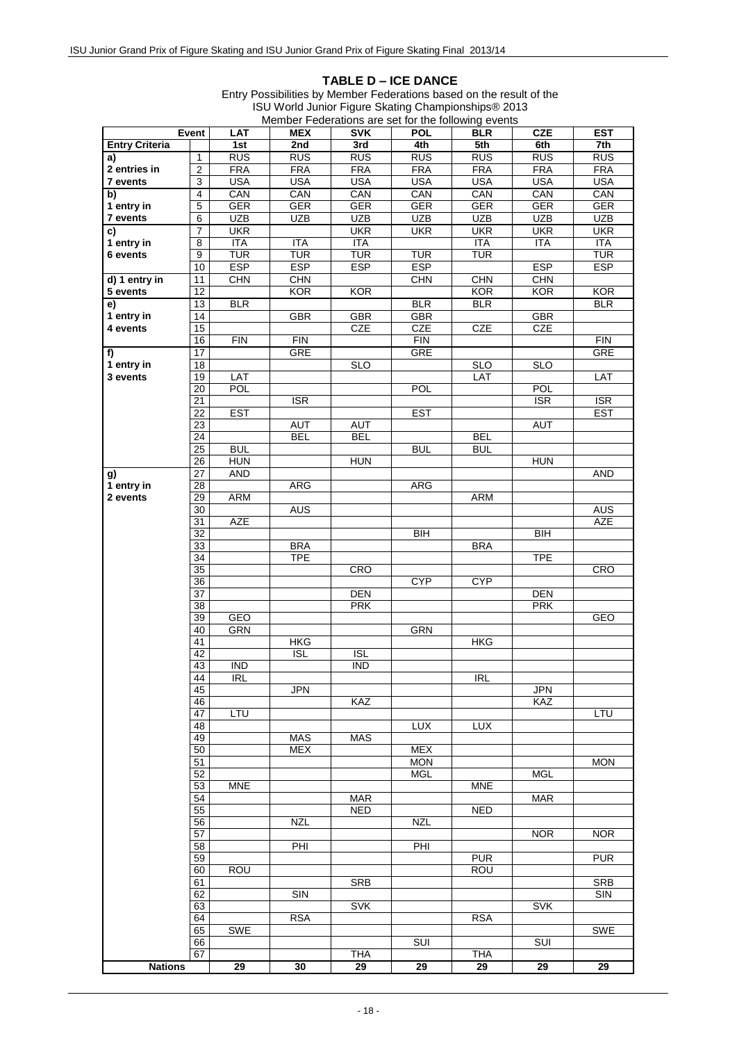## TABLE D – ICE DANCE

Entry Possibilities by Member Federations based on the result of the ISU World Junior Figure Skating Championships® 2013

Member Federations are set for the following events

| Event | | LAT | MEX | SVK | POL | BLR | CZE | EST |
|---|---|---|---|---|---|---|---|---|
| **Entry Criteria** | | **1st** | **2nd** | **3rd** | **4th** | **5th** | **6th** | **7th** |
| **a)** | 1 | RUS | RUS | RUS | RUS | RUS | RUS | RUS |
| **2 entries in** | 2 | FRA | FRA | FRA | FRA | FRA | FRA | FRA |
| **7 events** | 3 | USA | USA | USA | USA | USA | USA | USA |
| **b)** | 4 | CAN | CAN | CAN | CAN | CAN | CAN | CAN |
| **1 entry in** | 5 | GER | GER | GER | GER | GER | GER | GER |
| **7 events** | 6 | UZB | UZB | UZB | UZB | UZB | UZB | UZB |
| **c)** | 7 | UKR | | UKR | UKR | UKR | UKR | UKR |
| **1 entry in** | 8 | ITA | ITA | ITA | | ITA | ITA | ITA |
| **6 events** | 9 | TUR | TUR | TUR | TUR | TUR | | TUR |
| | 10 | ESP | ESP | ESP | ESP | | ESP | ESP |
| **d) 1 entry in** | 11 | CHN | CHN | | CHN | CHN | CHN | |
| **5 events** | 12 | | KOR | KOR | | KOR | KOR | KOR |
| **e)** | 13 | BLR | | | BLR | BLR | | BLR |
| **1 entry in** | 14 | | GBR | GBR | GBR | | GBR | |
| **4 events** | 15 | | | CZE | CZE | CZE | CZE | |
| | 16 | FIN | FIN | | FIN | | | FIN |
| **f)** | 17 | | GRE | | GRE | | | GRE |
| **1 entry in** | 18 | | | SLO | | SLO | SLO | |
| **3 events** | 19 | LAT | | | | LAT | | LAT |
| | 20 | POL | | | POL | | POL | |
| | 21 | | ISR | | | | ISR | ISR |
| | 22 | EST | | | EST | | | EST |
| | 23 | | AUT | AUT | | | AUT | |
| | 24 | | BEL | BEL | | BEL | | |
| | 25 | BUL | | | BUL | BUL | | |
| | 26 | HUN | | HUN | | | HUN | |
| **g)** | 27 | AND | | | | | | AND |
| **1 entry in** | 28 | | ARG | | ARG | | | |
| **2 events** | 29 | ARM | | | | ARM | | |
| | 30 | | AUS | | | | | AUS |
| | 31 | AZE | | | | | | AZE |
| | 32 | | | | BIH | | BIH | |
| | 33 | | BRA | | | BRA | | |
| | 34 | | TPE | | | | TPE | |
| | 35 | | | CRO | | | | CRO |
| | 36 | | | | CYP | CYP | | |
| | 37 | | | DEN | | | DEN | |
| | 38 | | | PRK | | | PRK | |
| | 39 | GEO | | | | | | GEO |
| | 40 | GRN | | | GRN | | | |
| | 41 | | HKG | | | HKG | | |
| | 42 | | ISL | ISL | | | | |
| | 43 | IND | | IND | | | | |
| | 44 | IRL | | | | IRL | | |
| | 45 | | JPN | | | | JPN | |
| | 46 | | | KAZ | | | KAZ | |
| | 47 | LTU | | | | | | LTU |
| | 48 | | | | LUX | LUX | | |
| | 49 | | MAS | MAS | | | | |
| | 50 | | MEX | | MEX | | | |
| | 51 | | | | MON | | | MON |
| | 52 | | | | MGL | | MGL | |
| | 53 | MNE | | | | MNE | | |
| | 54 | | | MAR | | | MAR | |
| | 55 | | | NED | | NED | | |
| | 56 | | NZL | | NZL | | | |
| | 57 | | | | | | NOR | NOR |
| | 58 | | PHI | | PHI | | | |
| | 59 | | | | | PUR | | PUR |
| | 60 | ROU | | | | ROU | | |
| | 61 | | | SRB | | | | SRB |
| | 62 | | SIN | | | | | SIN |
| | 63 | | | SVK | | | SVK | |
| | 64 | | RSA | | | RSA | | |
| | 65 | SWE | | | | | | SWE |
| | 66 | | | | SUI | | SUI | |
| | 67 | | | THA | | THA | | |
| **Nations** | | **29** | **30** | **29** | **29** | **29** | **29** | **29** |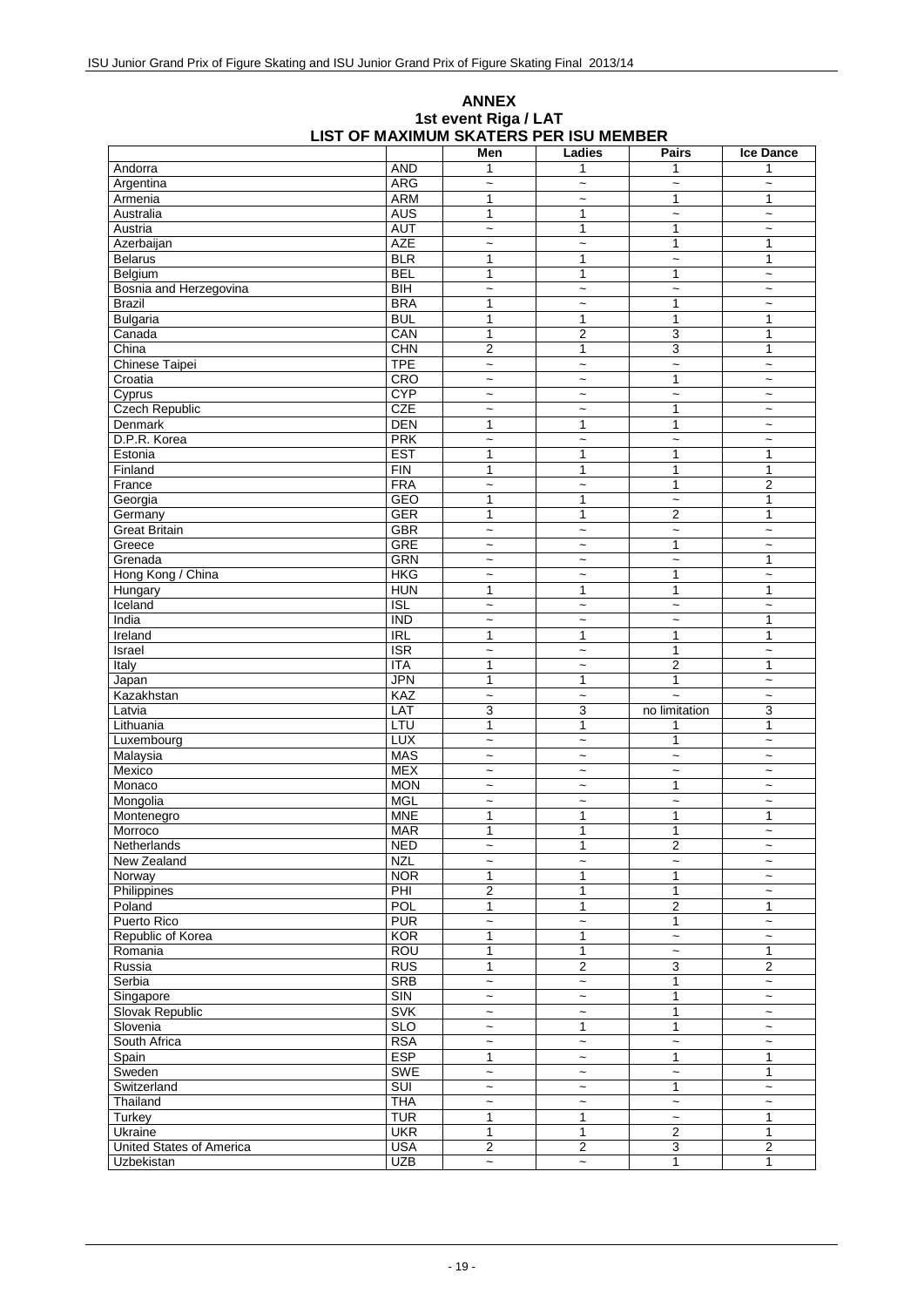# ANNEX

## 1st event Riga / LAT

## LIST OF MAXIMUM SKATERS PER ISU MEMBER

| | | Men | Ladies | Pairs | Ice Dance |
|---|---|---|---|---|---|
| Andorra | AND | 1 | 1 | 1 | 1 |
| Argentina | ARG | ~ | ~ | ~ | ~ |
| Armenia | ARM | 1 | ~ | 1 | 1 |
| Australia | AUS | 1 | 1 | ~ | ~ |
| Austria | AUT | ~ | 1 | 1 | ~ |
| Azerbaijan | AZE | ~ | ~ | 1 | 1 |
| Belarus | BLR | 1 | 1 | ~ | 1 |
| Belgium | BEL | 1 | 1 | 1 | ~ |
| Bosnia and Herzegovina | BIH | ~ | ~ | ~ | ~ |
| Brazil | BRA | 1 | ~ | 1 | ~ |
| Bulgaria | BUL | 1 | 1 | 1 | 1 |
| Canada | CAN | 1 | 2 | 3 | 1 |
| China | CHN | 2 | 1 | 3 | 1 |
| Chinese Taipei | TPE | ~ | ~ | ~ | ~ |
| Croatia | CRO | ~ | ~ | 1 | ~ |
| Cyprus | CYP | ~ | ~ | ~ | ~ |
| Czech Republic | CZE | ~ | ~ | 1 | ~ |
| Denmark | DEN | 1 | 1 | 1 | ~ |
| D.P.R. Korea | PRK | ~ | ~ | ~ | ~ |
| Estonia | EST | 1 | 1 | 1 | 1 |
| Finland | FIN | 1 | 1 | 1 | 1 |
| France | FRA | ~ | ~ | 1 | 2 |
| Georgia | GEO | 1 | 1 | ~ | 1 |
| Germany | GER | 1 | 1 | 2 | 1 |
| Great Britain | GBR | ~ | ~ | ~ | ~ |
| Greece | GRE | ~ | ~ | 1 | ~ |
| Grenada | GRN | ~ | ~ | ~ | 1 |
| Hong Kong / China | HKG | ~ | ~ | 1 | ~ |
| Hungary | HUN | 1 | 1 | 1 | 1 |
| Iceland | ISL | ~ | ~ | ~ | ~ |
| India | IND | ~ | ~ | ~ | 1 |
| Ireland | IRL | 1 | 1 | 1 | 1 |
| Israel | ISR | ~ | ~ | 1 | ~ |
| Italy | ITA | 1 | ~ | 2 | 1 |
| Japan | JPN | 1 | 1 | 1 | ~ |
| Kazakhstan | KAZ | ~ | ~ | ~ | ~ |
| Latvia | LAT | 3 | 3 | no limitation | 3 |
| Lithuania | LTU | 1 | 1 | 1 | 1 |
| Luxembourg | LUX | ~ | ~ | 1 | ~ |
| Malaysia | MAS | ~ | ~ | ~ | ~ |
| Mexico | MEX | ~ | ~ | ~ | ~ |
| Monaco | MON | ~ | ~ | 1 | ~ |
| Mongolia | MGL | ~ | ~ | ~ | ~ |
| Montenegro | MNE | 1 | 1 | 1 | 1 |
| Morroco | MAR | 1 | 1 | 1 | ~ |
| Netherlands | NED | ~ | 1 | 2 | ~ |
| New Zealand | NZL | ~ | ~ | ~ | ~ |
| Norway | NOR | 1 | 1 | 1 | ~ |
| Philippines | PHI | 2 | 1 | 1 | ~ |
| Poland | POL | 1 | 1 | 2 | 1 |
| Puerto Rico | PUR | ~ | ~ | 1 | ~ |
| Republic of Korea | KOR | 1 | 1 | ~ | ~ |
| Romania | ROU | 1 | 1 | ~ | 1 |
| Russia | RUS | 1 | 2 | 3 | 2 |
| Serbia | SRB | ~ | ~ | 1 | ~ |
| Singapore | SIN | ~ | ~ | 1 | ~ |
| Slovak Republic | SVK | ~ | ~ | 1 | ~ |
| Slovenia | SLO | ~ | 1 | 1 | ~ |
| South Africa | RSA | ~ | ~ | ~ | ~ |
| Spain | ESP | 1 | ~ | 1 | 1 |
| Sweden | SWE | ~ | ~ | ~ | 1 |
| Switzerland | SUI | ~ | ~ | 1 | ~ |
| Thailand | THA | ~ | ~ | ~ | ~ |
| Turkey | TUR | 1 | 1 | ~ | 1 |
| Ukraine | UKR | 1 | 1 | 2 | 1 |
| United States of America | USA | 2 | 2 | 3 | 2 |
| Uzbekistan | UZB | ~ | ~ | 1 | 1 |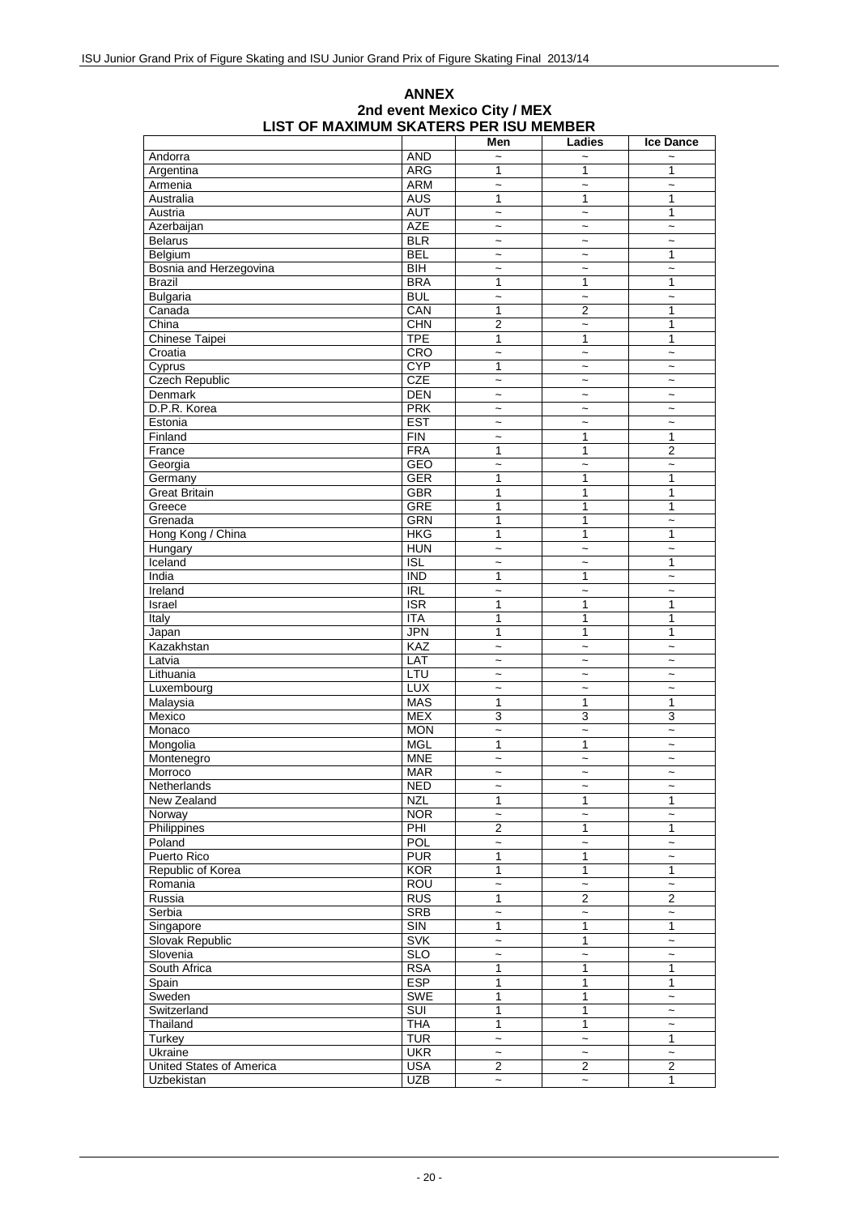# ANNEX
## 2nd event Mexico City / MEX
## LIST OF MAXIMUM SKATERS PER ISU MEMBER

| | | Men | Ladies | Ice Dance |
|---|---|---|---|---|
| Andorra | AND | ~ | ~ | ~ |
| Argentina | ARG | 1 | 1 | 1 |
| Armenia | ARM | ~ | ~ | ~ |
| Australia | AUS | 1 | 1 | 1 |
| Austria | AUT | ~ | ~ | 1 |
| Azerbaijan | AZE | ~ | ~ | ~ |
| Belarus | BLR | ~ | ~ | ~ |
| Belgium | BEL | ~ | ~ | 1 |
| Bosnia and Herzegovina | BIH | ~ | ~ | ~ |
| Brazil | BRA | 1 | 1 | 1 |
| Bulgaria | BUL | ~ | ~ | ~ |
| Canada | CAN | 1 | 2 | 1 |
| China | CHN | 2 | ~ | 1 |
| Chinese Taipei | TPE | 1 | 1 | 1 |
| Croatia | CRO | ~ | ~ | ~ |
| Cyprus | CYP | 1 | ~ | ~ |
| Czech Republic | CZE | ~ | ~ | ~ |
| Denmark | DEN | ~ | ~ | ~ |
| D.P.R. Korea | PRK | ~ | ~ | ~ |
| Estonia | EST | ~ | ~ | ~ |
| Finland | FIN | ~ | 1 | 1 |
| France | FRA | 1 | 1 | 2 |
| Georgia | GEO | ~ | ~ | ~ |
| Germany | GER | 1 | 1 | 1 |
| Great Britain | GBR | 1 | 1 | 1 |
| Greece | GRE | 1 | 1 | 1 |
| Grenada | GRN | 1 | 1 | ~ |
| Hong Kong / China | HKG | 1 | 1 | 1 |
| Hungary | HUN | ~ | ~ | ~ |
| Iceland | ISL | ~ | ~ | 1 |
| India | IND | 1 | 1 | ~ |
| Ireland | IRL | ~ | ~ | ~ |
| Israel | ISR | 1 | 1 | 1 |
| Italy | ITA | 1 | 1 | 1 |
| Japan | JPN | 1 | 1 | 1 |
| Kazakhstan | KAZ | ~ | ~ | ~ |
| Latvia | LAT | ~ | ~ | ~ |
| Lithuania | LTU | ~ | ~ | ~ |
| Luxembourg | LUX | ~ | ~ | ~ |
| Malaysia | MAS | 1 | 1 | 1 |
| Mexico | MEX | 3 | 3 | 3 |
| Monaco | MON | ~ | ~ | ~ |
| Mongolia | MGL | 1 | 1 | ~ |
| Montenegro | MNE | ~ | ~ | ~ |
| Morroco | MAR | ~ | ~ | ~ |
| Netherlands | NED | ~ | ~ | ~ |
| New Zealand | NZL | 1 | 1 | 1 |
| Norway | NOR | ~ | ~ | ~ |
| Philippines | PHI | 2 | 1 | 1 |
| Poland | POL | ~ | ~ | ~ |
| Puerto Rico | PUR | 1 | 1 | ~ |
| Republic of Korea | KOR | 1 | 1 | 1 |
| Romania | ROU | ~ | ~ | ~ |
| Russia | RUS | 1 | 2 | 2 |
| Serbia | SRB | ~ | ~ | ~ |
| Singapore | SIN | 1 | 1 | 1 |
| Slovak Republic | SVK | ~ | 1 | ~ |
| Slovenia | SLO | ~ | ~ | ~ |
| South Africa | RSA | 1 | 1 | 1 |
| Spain | ESP | 1 | 1 | 1 |
| Sweden | SWE | 1 | 1 | ~ |
| Switzerland | SUI | 1 | 1 | ~ |
| Thailand | THA | 1 | 1 | ~ |
| Turkey | TUR | ~ | ~ | 1 |
| Ukraine | UKR | ~ | ~ | ~ |
| United States of America | USA | 2 | 2 | 2 |
| Uzbekistan | UZB | ~ | ~ | 1 |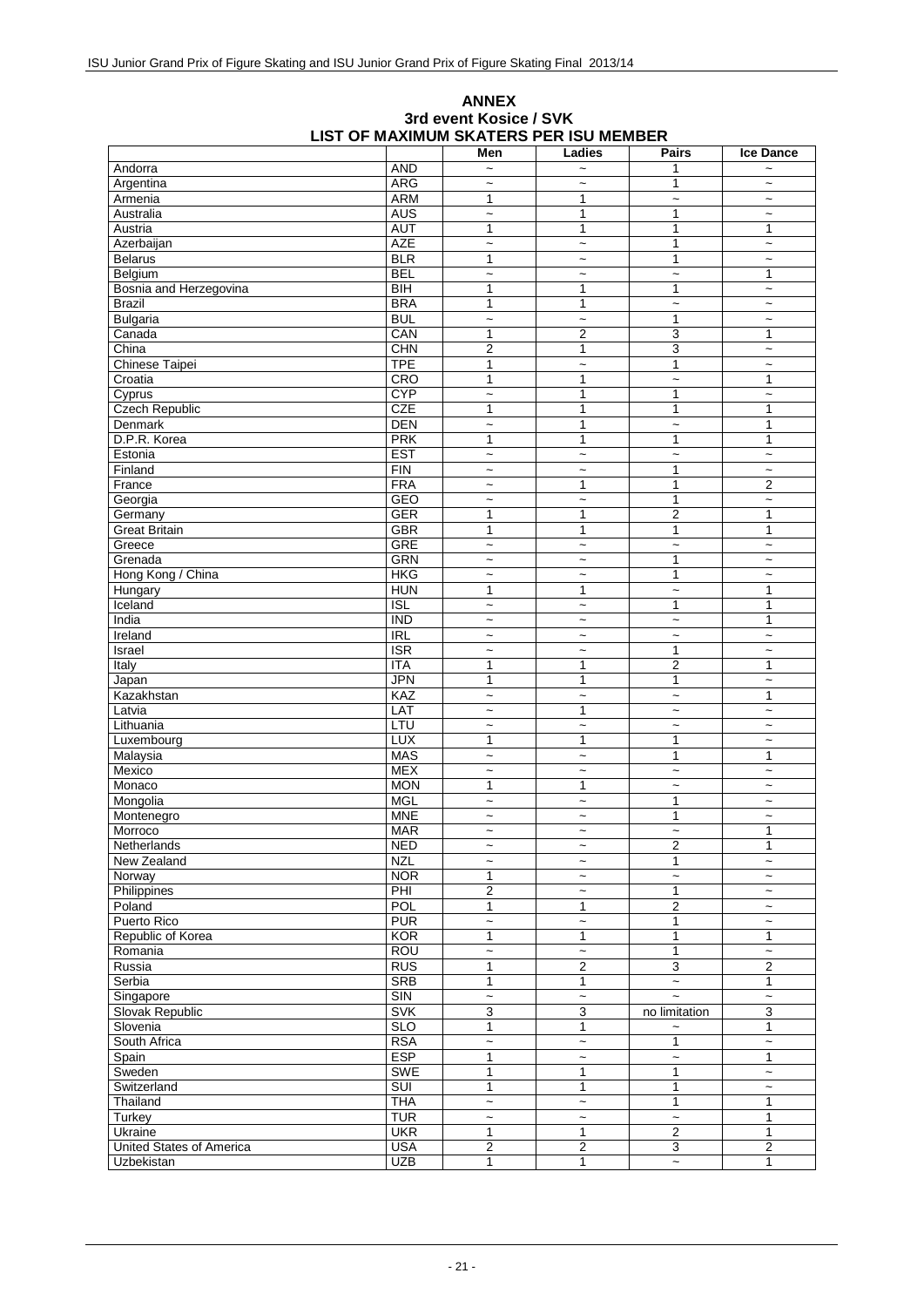# ANNEX
## 3rd event Kosice / SVK
## LIST OF MAXIMUM SKATERS PER ISU MEMBER

| | | Men | Ladies | Pairs | Ice Dance |
|---|---|---|---|---|---|
| Andorra | AND | ~ | ~ | 1 | ~ |
| Argentina | ARG | ~ | ~ | 1 | ~ |
| Armenia | ARM | 1 | 1 | ~ | ~ |
| Australia | AUS | ~ | 1 | 1 | ~ |
| Austria | AUT | 1 | 1 | 1 | 1 |
| Azerbaijan | AZE | ~ | ~ | 1 | ~ |
| Belarus | BLR | 1 | ~ | 1 | ~ |
| Belgium | BEL | ~ | ~ | ~ | 1 |
| Bosnia and Herzegovina | BIH | 1 | 1 | 1 | ~ |
| Brazil | BRA | 1 | 1 | ~ | ~ |
| Bulgaria | BUL | ~ | ~ | 1 | ~ |
| Canada | CAN | 1 | 2 | 3 | 1 |
| China | CHN | 2 | 1 | 3 | ~ |
| Chinese Taipei | TPE | 1 | ~ | 1 | ~ |
| Croatia | CRO | 1 | 1 | ~ | 1 |
| Cyprus | CYP | ~ | 1 | 1 | ~ |
| Czech Republic | CZE | 1 | 1 | 1 | 1 |
| Denmark | DEN | ~ | 1 | ~ | 1 |
| D.P.R. Korea | PRK | 1 | 1 | 1 | 1 |
| Estonia | EST | ~ | ~ | ~ | ~ |
| Finland | FIN | ~ | ~ | 1 | ~ |
| France | FRA | ~ | 1 | 1 | 2 |
| Georgia | GEO | ~ | ~ | 1 | ~ |
| Germany | GER | 1 | 1 | 2 | 1 |
| Great Britain | GBR | 1 | 1 | 1 | 1 |
| Greece | GRE | ~ | ~ | ~ | ~ |
| Grenada | GRN | ~ | ~ | 1 | ~ |
| Hong Kong / China | HKG | ~ | ~ | 1 | ~ |
| Hungary | HUN | 1 | 1 | ~ | 1 |
| Iceland | ISL | ~ | ~ | 1 | 1 |
| India | IND | ~ | ~ | ~ | 1 |
| Ireland | IRL | ~ | ~ | ~ | ~ |
| Israel | ISR | ~ | ~ | 1 | ~ |
| Italy | ITA | 1 | 1 | 2 | 1 |
| Japan | JPN | 1 | 1 | 1 | ~ |
| Kazakhstan | KAZ | ~ | ~ | ~ | 1 |
| Latvia | LAT | ~ | 1 | ~ | ~ |
| Lithuania | LTU | ~ | ~ | ~ | ~ |
| Luxembourg | LUX | 1 | 1 | 1 | ~ |
| Malaysia | MAS | ~ | ~ | 1 | 1 |
| Mexico | MEX | ~ | ~ | ~ | ~ |
| Monaco | MON | 1 | 1 | ~ | ~ |
| Mongolia | MGL | ~ | ~ | 1 | ~ |
| Montenegro | MNE | ~ | ~ | 1 | ~ |
| Morroco | MAR | ~ | ~ | ~ | 1 |
| Netherlands | NED | ~ | ~ | 2 | 1 |
| New Zealand | NZL | ~ | ~ | 1 | ~ |
| Norway | NOR | 1 | ~ | ~ | ~ |
| Philippines | PHI | 2 | ~ | 1 | ~ |
| Poland | POL | 1 | 1 | 2 | ~ |
| Puerto Rico | PUR | ~ | ~ | 1 | ~ |
| Republic of Korea | KOR | 1 | 1 | 1 | 1 |
| Romania | ROU | ~ | ~ | 1 | ~ |
| Russia | RUS | 1 | 2 | 3 | 2 |
| Serbia | SRB | 1 | 1 | ~ | 1 |
| Singapore | SIN | ~ | ~ | ~ | ~ |
| Slovak Republic | SVK | 3 | 3 | no limitation | 3 |
| Slovenia | SLO | 1 | 1 | ~ | 1 |
| South Africa | RSA | ~ | ~ | 1 | ~ |
| Spain | ESP | 1 | ~ | ~ | 1 |
| Sweden | SWE | 1 | 1 | 1 | ~ |
| Switzerland | SUI | 1 | 1 | 1 | ~ |
| Thailand | THA | ~ | ~ | 1 | 1 |
| Turkey | TUR | ~ | ~ | ~ | 1 |
| Ukraine | UKR | 1 | 1 | 2 | 1 |
| United States of America | USA | 2 | 2 | 3 | 2 |
| Uzbekistan | UZB | 1 | 1 | ~ | 1 |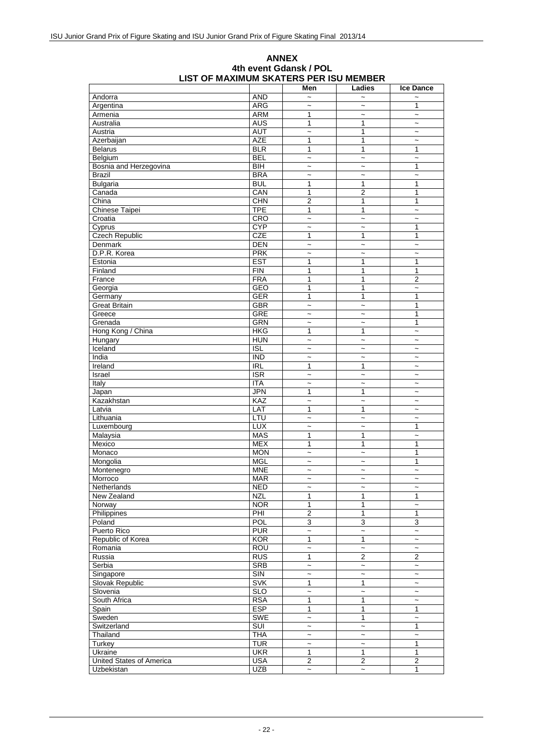## ANNEX
## 4th event Gdansk / POL
## LIST OF MAXIMUM SKATERS PER ISU MEMBER

| | | Men | Ladies | Ice Dance |
|---|---|---|---|---|
| Andorra | AND | ~ | ~ | ~ |
| Argentina | ARG | ~ | ~ | 1 |
| Armenia | ARM | 1 | ~ | ~ |
| Australia | AUS | 1 | 1 | ~ |
| Austria | AUT | ~ | 1 | ~ |
| Azerbaijan | AZE | 1 | 1 | ~ |
| Belarus | BLR | 1 | 1 | 1 |
| Belgium | BEL | ~ | ~ | ~ |
| Bosnia and Herzegovina | BIH | ~ | ~ | 1 |
| Brazil | BRA | ~ | ~ | ~ |
| Bulgaria | BUL | 1 | 1 | 1 |
| Canada | CAN | 1 | 2 | 1 |
| China | CHN | 2 | 1 | 1 |
| Chinese Taipei | TPE | 1 | 1 | ~ |
| Croatia | CRO | ~ | ~ | ~ |
| Cyprus | CYP | ~ | ~ | 1 |
| Czech Republic | CZE | 1 | 1 | 1 |
| Denmark | DEN | ~ | ~ | ~ |
| D.P.R. Korea | PRK | ~ | ~ | ~ |
| Estonia | EST | 1 | 1 | 1 |
| Finland | FIN | 1 | 1 | 1 |
| France | FRA | 1 | 1 | 2 |
| Georgia | GEO | 1 | 1 | ~ |
| Germany | GER | 1 | 1 | 1 |
| Great Britain | GBR | ~ | ~ | 1 |
| Greece | GRE | ~ | ~ | 1 |
| Grenada | GRN | ~ | ~ | 1 |
| Hong Kong / China | HKG | 1 | 1 | ~ |
| Hungary | HUN | ~ | ~ | ~ |
| Iceland | ISL | ~ | ~ | ~ |
| India | IND | ~ | ~ | ~ |
| Ireland | IRL | 1 | 1 | ~ |
| Israel | ISR | ~ | ~ | ~ |
| Italy | ITA | ~ | ~ | ~ |
| Japan | JPN | 1 | 1 | ~ |
| Kazakhstan | KAZ | ~ | ~ | ~ |
| Latvia | LAT | 1 | 1 | ~ |
| Lithuania | LTU | ~ | ~ | ~ |
| Luxembourg | LUX | ~ | ~ | 1 |
| Malaysia | MAS | 1 | 1 | ~ |
| Mexico | MEX | 1 | 1 | 1 |
| Monaco | MON | ~ | ~ | 1 |
| Mongolia | MGL | ~ | ~ | 1 |
| Montenegro | MNE | ~ | ~ | ~ |
| Morroco | MAR | ~ | ~ | ~ |
| Netherlands | NED | ~ | ~ | ~ |
| New Zealand | NZL | 1 | 1 | 1 |
| Norway | NOR | 1 | 1 | ~ |
| Philippines | PHI | 2 | 1 | 1 |
| Poland | POL | 3 | 3 | 3 |
| Puerto Rico | PUR | ~ | ~ | ~ |
| Republic of Korea | KOR | 1 | 1 | ~ |
| Romania | ROU | ~ | ~ | ~ |
| Russia | RUS | 1 | 2 | 2 |
| Serbia | SRB | ~ | ~ | ~ |
| Singapore | SIN | ~ | ~ | ~ |
| Slovak Republic | SVK | 1 | 1 | ~ |
| Slovenia | SLO | ~ | ~ | ~ |
| South Africa | RSA | 1 | 1 | ~ |
| Spain | ESP | 1 | 1 | 1 |
| Sweden | SWE | ~ | 1 | ~ |
| Switzerland | SUI | ~ | ~ | 1 |
| Thailand | THA | ~ | ~ | ~ |
| Turkey | TUR | ~ | ~ | 1 |
| Ukraine | UKR | 1 | 1 | 1 |
| United States of America | USA | 2 | 2 | 2 |
| Uzbekistan | UZB | ~ | ~ | 1 |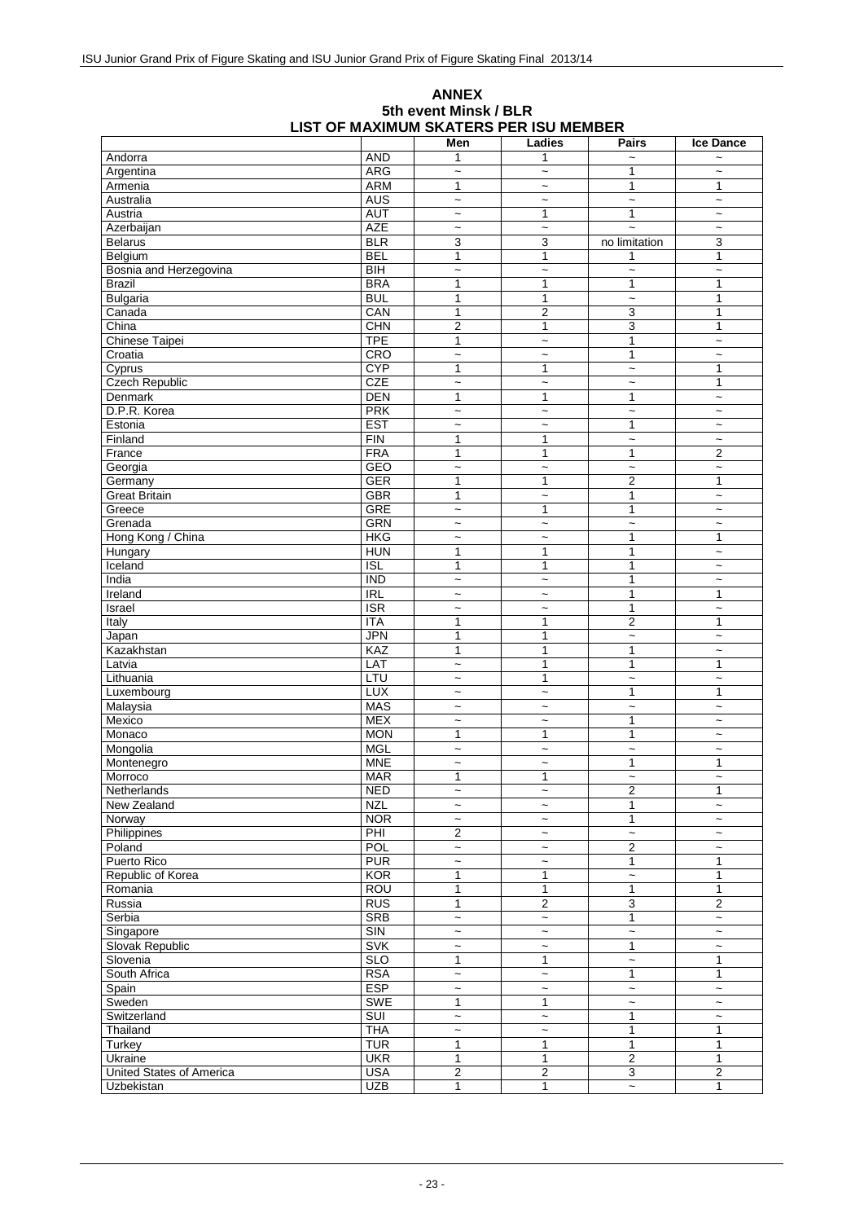# ANNEX
## 5th event Minsk / BLR
## LIST OF MAXIMUM SKATERS PER ISU MEMBER

| | | Men | Ladies | Pairs | Ice Dance |
|---|---|---|---|---|---|
| Andorra | AND | 1 | 1 | ~ | ~ |
| Argentina | ARG | ~ | ~ | 1 | ~ |
| Armenia | ARM | 1 | ~ | 1 | 1 |
| Australia | AUS | ~ | ~ | ~ | ~ |
| Austria | AUT | ~ | 1 | 1 | ~ |
| Azerbaijan | AZE | ~ | ~ | ~ | ~ |
| Belarus | BLR | 3 | 3 | no limitation | 3 |
| Belgium | BEL | 1 | 1 | 1 | 1 |
| Bosnia and Herzegovina | BIH | ~ | ~ | ~ | ~ |
| Brazil | BRA | 1 | 1 | 1 | 1 |
| Bulgaria | BUL | 1 | 1 | ~ | 1 |
| Canada | CAN | 1 | 2 | 3 | 1 |
| China | CHN | 2 | 1 | 3 | 1 |
| Chinese Taipei | TPE | 1 | ~ | 1 | ~ |
| Croatia | CRO | ~ | ~ | 1 | ~ |
| Cyprus | CYP | 1 | 1 | ~ | 1 |
| Czech Republic | CZE | ~ | ~ | ~ | 1 |
| Denmark | DEN | 1 | 1 | 1 | ~ |
| D.P.R. Korea | PRK | ~ | ~ | ~ | ~ |
| Estonia | EST | ~ | ~ | 1 | ~ |
| Finland | FIN | 1 | 1 | ~ | ~ |
| France | FRA | 1 | 1 | 1 | 2 |
| Georgia | GEO | ~ | ~ | ~ | ~ |
| Germany | GER | 1 | 1 | 2 | 1 |
| Great Britain | GBR | 1 | ~ | 1 | ~ |
| Greece | GRE | ~ | 1 | 1 | ~ |
| Grenada | GRN | ~ | ~ | ~ | ~ |
| Hong Kong / China | HKG | ~ | ~ | 1 | 1 |
| Hungary | HUN | 1 | 1 | 1 | ~ |
| Iceland | ISL | 1 | 1 | 1 | ~ |
| India | IND | ~ | ~ | 1 | ~ |
| Ireland | IRL | ~ | ~ | 1 | 1 |
| Israel | ISR | ~ | ~ | 1 | ~ |
| Italy | ITA | 1 | 1 | 2 | 1 |
| Japan | JPN | 1 | 1 | ~ | ~ |
| Kazakhstan | KAZ | 1 | 1 | 1 | ~ |
| Latvia | LAT | ~ | 1 | 1 | 1 |
| Lithuania | LTU | ~ | 1 | ~ | ~ |
| Luxembourg | LUX | ~ | ~ | 1 | 1 |
| Malaysia | MAS | ~ | ~ | ~ | ~ |
| Mexico | MEX | ~ | ~ | 1 | ~ |
| Monaco | MON | 1 | 1 | 1 | ~ |
| Mongolia | MGL | ~ | ~ | ~ | ~ |
| Montenegro | MNE | ~ | ~ | 1 | 1 |
| Morroco | MAR | 1 | 1 | ~ | ~ |
| Netherlands | NED | ~ | ~ | 2 | 1 |
| New Zealand | NZL | ~ | ~ | 1 | ~ |
| Norway | NOR | ~ | ~ | 1 | ~ |
| Philippines | PHI | 2 | ~ | ~ | ~ |
| Poland | POL | ~ | ~ | 2 | ~ |
| Puerto Rico | PUR | ~ | ~ | 1 | 1 |
| Republic of Korea | KOR | 1 | 1 | ~ | 1 |
| Romania | ROU | 1 | 1 | 1 | 1 |
| Russia | RUS | 1 | 2 | 3 | 2 |
| Serbia | SRB | ~ | ~ | 1 | ~ |
| Singapore | SIN | ~ | ~ | ~ | ~ |
| Slovak Republic | SVK | ~ | ~ | 1 | ~ |
| Slovenia | SLO | 1 | 1 | ~ | 1 |
| South Africa | RSA | ~ | ~ | 1 | 1 |
| Spain | ESP | ~ | ~ | ~ | ~ |
| Sweden | SWE | 1 | 1 | ~ | ~ |
| Switzerland | SUI | ~ | ~ | 1 | ~ |
| Thailand | THA | ~ | ~ | 1 | 1 |
| Turkey | TUR | 1 | 1 | 1 | 1 |
| Ukraine | UKR | 1 | 1 | 2 | 1 |
| United States of America | USA | 2 | 2 | 3 | 2 |
| Uzbekistan | UZB | 1 | 1 | ~ | 1 |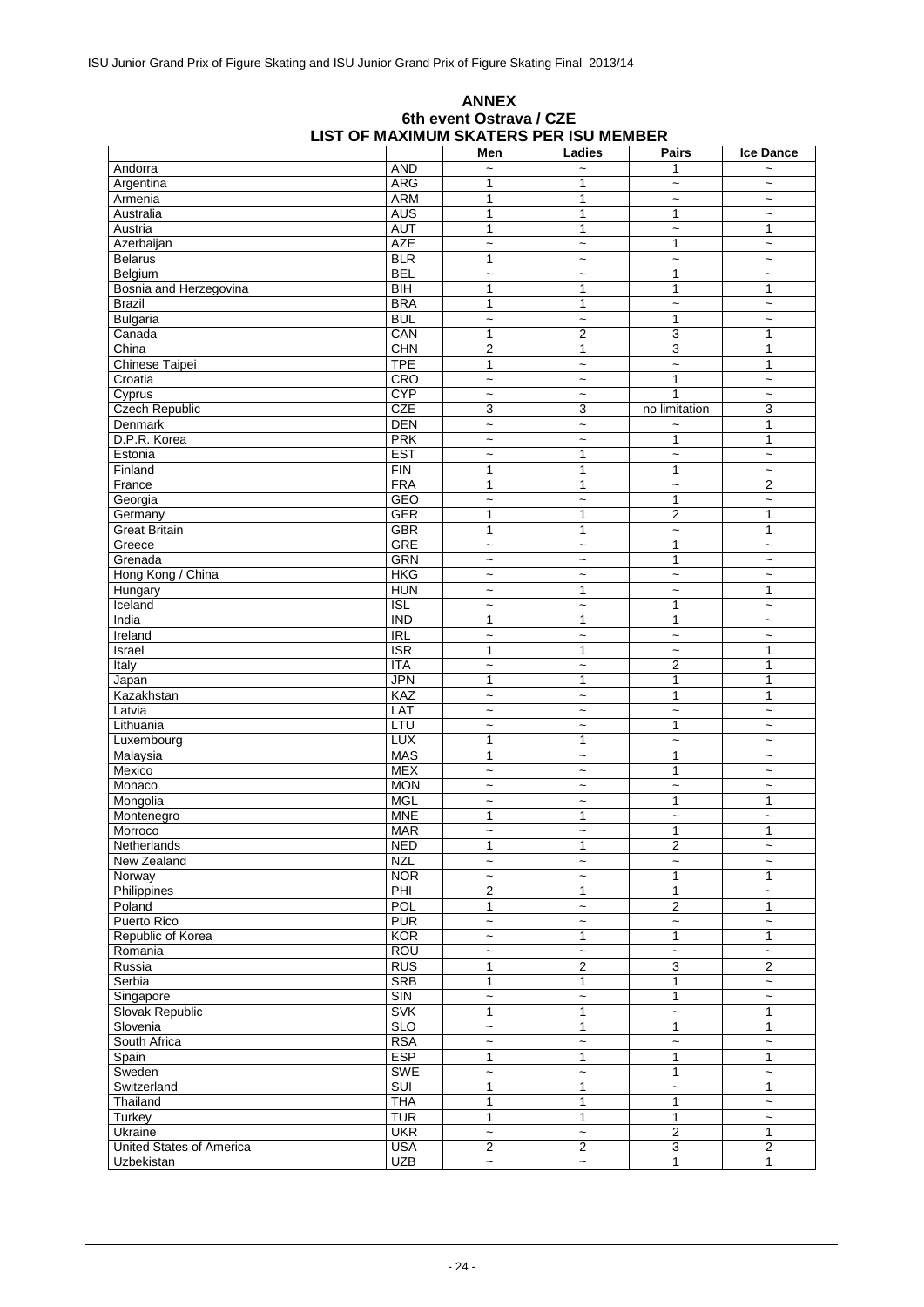# ANNEX

## 6th event Ostrava / CZE

## LIST OF MAXIMUM SKATERS PER ISU MEMBER

| | | Men | Ladies | Pairs | Ice Dance |
|---|---|---|---|---|---|
| Andorra | AND | ~ | ~ | 1 | ~ |
| Argentina | ARG | 1 | 1 | ~ | ~ |
| Armenia | ARM | 1 | 1 | ~ | ~ |
| Australia | AUS | 1 | 1 | 1 | ~ |
| Austria | AUT | 1 | 1 | ~ | 1 |
| Azerbaijan | AZE | ~ | ~ | 1 | ~ |
| Belarus | BLR | 1 | ~ | ~ | ~ |
| Belgium | BEL | ~ | ~ | 1 | ~ |
| Bosnia and Herzegovina | BIH | 1 | 1 | 1 | 1 |
| Brazil | BRA | 1 | 1 | ~ | ~ |
| Bulgaria | BUL | ~ | ~ | 1 | ~ |
| Canada | CAN | 1 | 2 | 3 | 1 |
| China | CHN | 2 | 1 | 3 | 1 |
| Chinese Taipei | TPE | 1 | ~ | ~ | 1 |
| Croatia | CRO | ~ | ~ | 1 | ~ |
| Cyprus | CYP | ~ | ~ | 1 | ~ |
| Czech Republic | CZE | 3 | 3 | no limitation | 3 |
| Denmark | DEN | ~ | ~ | ~ | 1 |
| D.P.R. Korea | PRK | ~ | ~ | 1 | 1 |
| Estonia | EST | ~ | 1 | ~ | ~ |
| Finland | FIN | 1 | 1 | 1 | ~ |
| France | FRA | 1 | 1 | ~ | 2 |
| Georgia | GEO | ~ | ~ | 1 | ~ |
| Germany | GER | 1 | 1 | 2 | 1 |
| Great Britain | GBR | 1 | 1 | ~ | 1 |
| Greece | GRE | ~ | ~ | 1 | ~ |
| Grenada | GRN | ~ | ~ | 1 | ~ |
| Hong Kong / China | HKG | ~ | ~ | ~ | ~ |
| Hungary | HUN | ~ | 1 | ~ | 1 |
| Iceland | ISL | ~ | ~ | 1 | ~ |
| India | IND | 1 | 1 | 1 | ~ |
| Ireland | IRL | ~ | ~ | ~ | ~ |
| Israel | ISR | 1 | 1 | ~ | 1 |
| Italy | ITA | ~ | ~ | 2 | 1 |
| Japan | JPN | 1 | 1 | 1 | 1 |
| Kazakhstan | KAZ | ~ | ~ | 1 | 1 |
| Latvia | LAT | ~ | ~ | ~ | ~ |
| Lithuania | LTU | ~ | ~ | 1 | ~ |
| Luxembourg | LUX | 1 | 1 | ~ | ~ |
| Malaysia | MAS | 1 | ~ | 1 | ~ |
| Mexico | MEX | ~ | ~ | 1 | ~ |
| Monaco | MON | ~ | ~ | ~ | ~ |
| Mongolia | MGL | ~ | ~ | 1 | 1 |
| Montenegro | MNE | 1 | 1 | ~ | ~ |
| Morroco | MAR | ~ | ~ | 1 | 1 |
| Netherlands | NED | 1 | 1 | 2 | ~ |
| New Zealand | NZL | ~ | ~ | ~ | ~ |
| Norway | NOR | ~ | ~ | 1 | 1 |
| Philippines | PHI | 2 | 1 | 1 | ~ |
| Poland | POL | 1 | ~ | 2 | 1 |
| Puerto Rico | PUR | ~ | ~ | ~ | ~ |
| Republic of Korea | KOR | ~ | 1 | 1 | 1 |
| Romania | ROU | ~ | ~ | ~ | ~ |
| Russia | RUS | 1 | 2 | 3 | 2 |
| Serbia | SRB | 1 | 1 | 1 | ~ |
| Singapore | SIN | ~ | ~ | 1 | ~ |
| Slovak Republic | SVK | 1 | 1 | ~ | 1 |
| Slovenia | SLO | ~ | 1 | 1 | 1 |
| South Africa | RSA | ~ | ~ | ~ | ~ |
| Spain | ESP | 1 | 1 | 1 | 1 |
| Sweden | SWE | ~ | ~ | 1 | ~ |
| Switzerland | SUI | 1 | 1 | ~ | 1 |
| Thailand | THA | 1 | 1 | 1 | ~ |
| Turkey | TUR | 1 | 1 | 1 | ~ |
| Ukraine | UKR | ~ | ~ | 2 | 1 |
| United States of America | USA | 2 | 2 | 3 | 2 |
| Uzbekistan | UZB | ~ | ~ | 1 | 1 |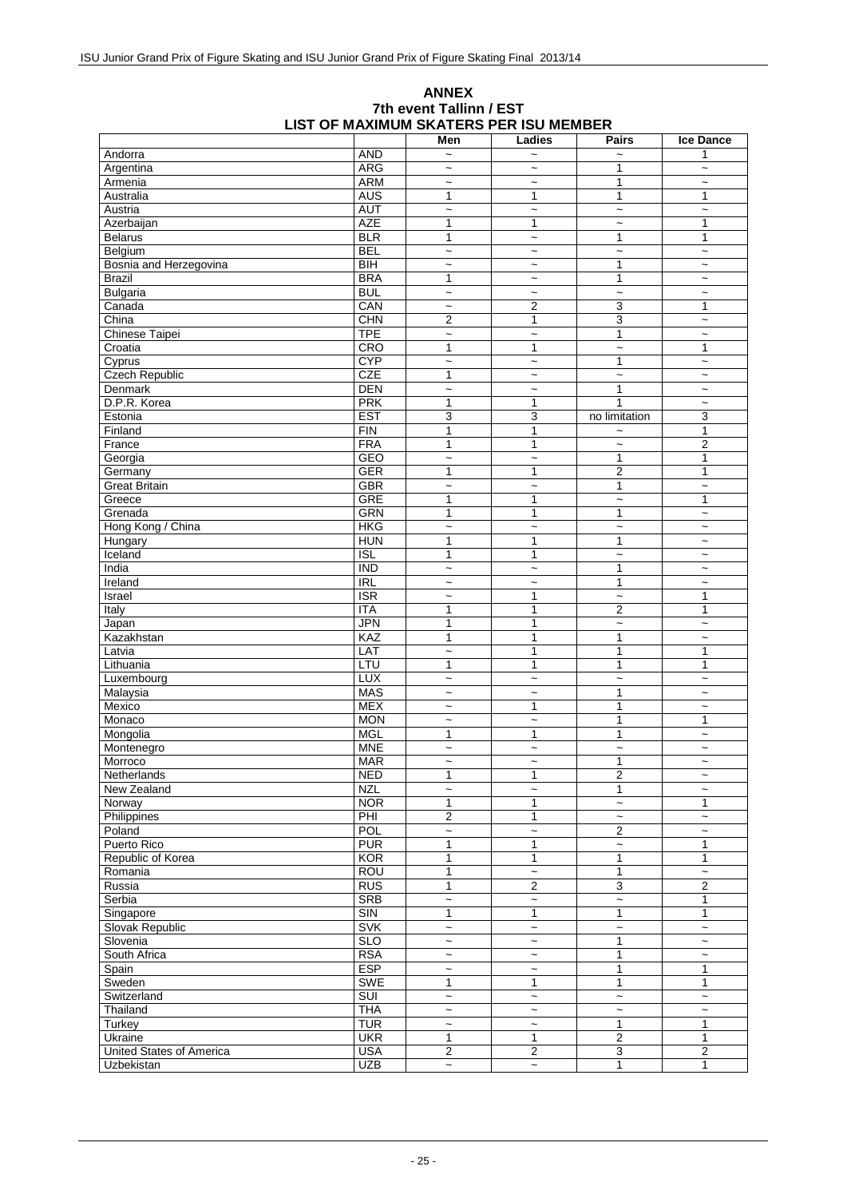# ANNEX
## 7th event Tallinn / EST
## LIST OF MAXIMUM SKATERS PER ISU MEMBER

| | | Men | Ladies | Pairs | Ice Dance |
|---|---|---|---|---|---|
| Andorra | AND | ~ | ~ | ~ | 1 |
| Argentina | ARG | ~ | ~ | 1 | ~ |
| Armenia | ARM | ~ | ~ | 1 | ~ |
| Australia | AUS | 1 | 1 | 1 | 1 |
| Austria | AUT | ~ | ~ | ~ | ~ |
| Azerbaijan | AZE | 1 | 1 | ~ | 1 |
| Belarus | BLR | 1 | ~ | 1 | 1 |
| Belgium | BEL | ~ | ~ | ~ | ~ |
| Bosnia and Herzegovina | BIH | ~ | ~ | 1 | ~ |
| Brazil | BRA | 1 | ~ | 1 | ~ |
| Bulgaria | BUL | ~ | ~ | ~ | ~ |
| Canada | CAN | ~ | 2 | 3 | 1 |
| China | CHN | 2 | 1 | 3 | ~ |
| Chinese Taipei | TPE | ~ | ~ | 1 | ~ |
| Croatia | CRO | 1 | 1 | ~ | 1 |
| Cyprus | CYP | ~ | ~ | 1 | ~ |
| Czech Republic | CZE | 1 | ~ | ~ | ~ |
| Denmark | DEN | ~ | ~ | 1 | ~ |
| D.P.R. Korea | PRK | 1 | 1 | 1 | ~ |
| Estonia | EST | 3 | 3 | no limitation | 3 |
| Finland | FIN | 1 | 1 | ~ | 1 |
| France | FRA | 1 | 1 | ~ | 2 |
| Georgia | GEO | ~ | ~ | 1 | 1 |
| Germany | GER | 1 | 1 | 2 | 1 |
| Great Britain | GBR | ~ | ~ | 1 | ~ |
| Greece | GRE | 1 | 1 | ~ | 1 |
| Grenada | GRN | 1 | 1 | 1 | ~ |
| Hong Kong / China | HKG | ~ | ~ | ~ | ~ |
| Hungary | HUN | 1 | 1 | 1 | ~ |
| Iceland | ISL | 1 | 1 | ~ | ~ |
| India | IND | ~ | ~ | 1 | ~ |
| Ireland | IRL | ~ | ~ | 1 | ~ |
| Israel | ISR | ~ | 1 | ~ | 1 |
| Italy | ITA | 1 | 1 | 2 | 1 |
| Japan | JPN | 1 | 1 | ~ | ~ |
| Kazakhstan | KAZ | 1 | 1 | 1 | ~ |
| Latvia | LAT | ~ | 1 | 1 | 1 |
| Lithuania | LTU | 1 | 1 | 1 | 1 |
| Luxembourg | LUX | ~ | ~ | ~ | ~ |
| Malaysia | MAS | ~ | ~ | 1 | ~ |
| Mexico | MEX | ~ | 1 | 1 | ~ |
| Monaco | MON | ~ | ~ | 1 | 1 |
| Mongolia | MGL | 1 | 1 | 1 | ~ |
| Montenegro | MNE | ~ | ~ | ~ | ~ |
| Morroco | MAR | ~ | ~ | 1 | ~ |
| Netherlands | NED | 1 | 1 | 2 | ~ |
| New Zealand | NZL | ~ | ~ | 1 | ~ |
| Norway | NOR | 1 | 1 | ~ | 1 |
| Philippines | PHI | 2 | 1 | ~ | ~ |
| Poland | POL | ~ | ~ | 2 | ~ |
| Puerto Rico | PUR | 1 | 1 | ~ | 1 |
| Republic of Korea | KOR | 1 | 1 | 1 | 1 |
| Romania | ROU | 1 | ~ | 1 | ~ |
| Russia | RUS | 1 | 2 | 3 | 2 |
| Serbia | SRB | ~ | ~ | ~ | 1 |
| Singapore | SIN | 1 | 1 | 1 | 1 |
| Slovak Republic | SVK | ~ | ~ | ~ | ~ |
| Slovenia | SLO | ~ | ~ | 1 | ~ |
| South Africa | RSA | ~ | ~ | 1 | ~ |
| Spain | ESP | ~ | ~ | 1 | 1 |
| Sweden | SWE | 1 | 1 | 1 | 1 |
| Switzerland | SUI | ~ | ~ | ~ | ~ |
| Thailand | THA | ~ | ~ | ~ | ~ |
| Turkey | TUR | ~ | ~ | 1 | 1 |
| Ukraine | UKR | 1 | 1 | 2 | 1 |
| United States of America | USA | 2 | 2 | 3 | 2 |
| Uzbekistan | UZB | ~ | ~ | 1 | 1 |